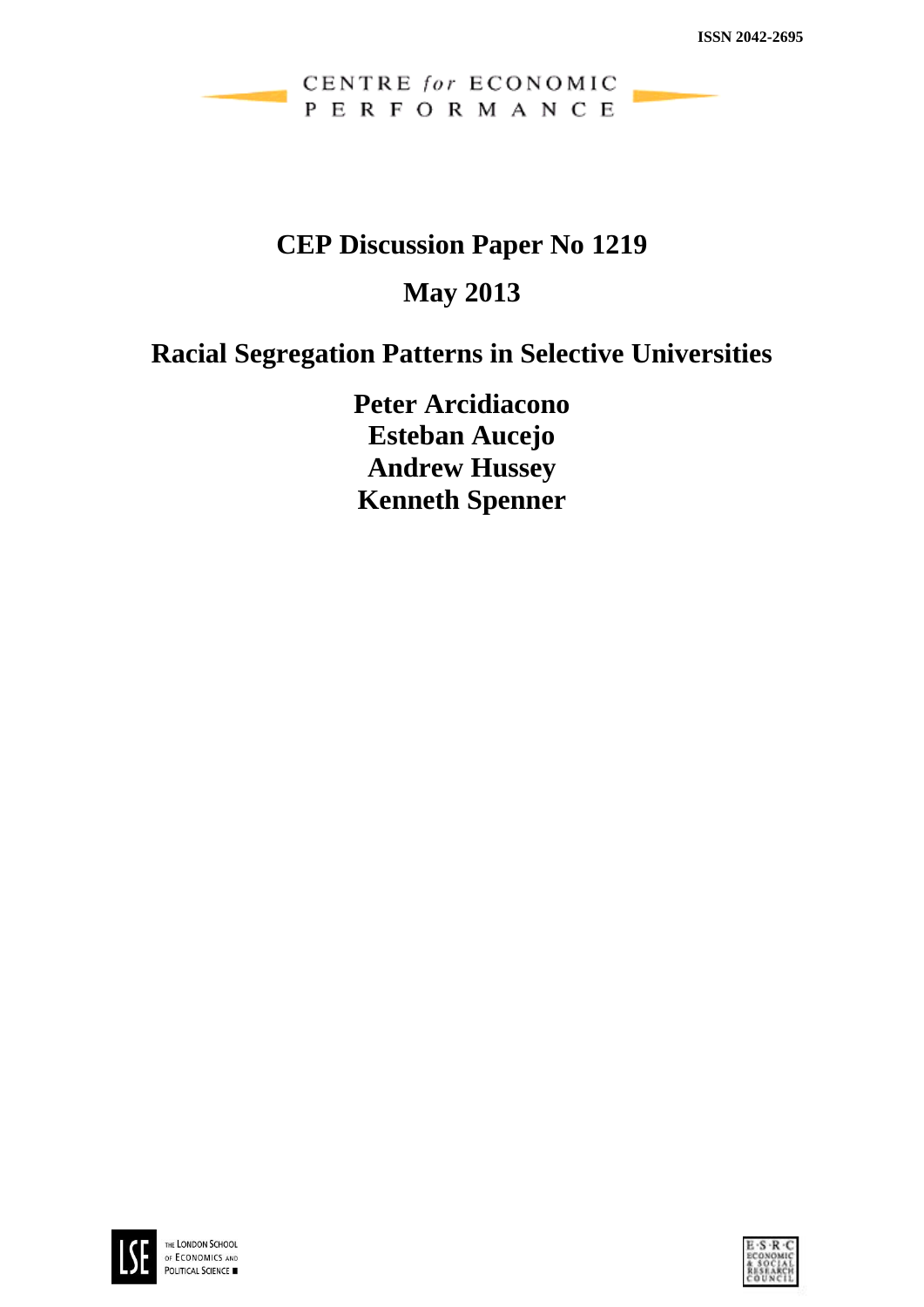ISSN 2042-2695

CENTRE *for* ECONOMIC PERFORMANCE

# CEP Discussion Paper No 1219

## May 2013

# Racial Segregation Patterns in Selective Universities

**Peter Arcidiacono**
**Esteban Aucejo**
**Andrew Hussey**
**Kenneth Spenner**

THE LONDON SCHOOL OF ECONOMICS AND POLITICAL SCIENCE

E·S·R·C ECONOMIC & SOCIAL RESEARCH COUNCIL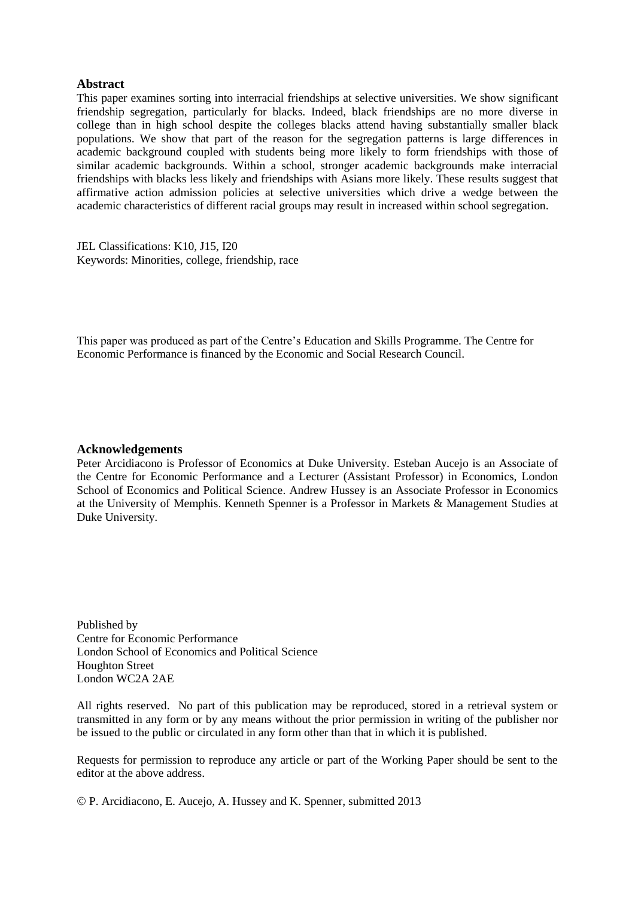## Abstract

This paper examines sorting into interracial friendships at selective universities. We show significant friendship segregation, particularly for blacks. Indeed, black friendships are no more diverse in college than in high school despite the colleges blacks attend having substantially smaller black populations. We show that part of the reason for the segregation patterns is large differences in academic background coupled with students being more likely to form friendships with those of similar academic backgrounds. Within a school, stronger academic backgrounds make interracial friendships with blacks less likely and friendships with Asians more likely. These results suggest that affirmative action admission policies at selective universities which drive a wedge between the academic characteristics of different racial groups may result in increased within school segregation.

JEL Classifications: K10, J15, I20
Keywords: Minorities, college, friendship, race

This paper was produced as part of the Centre's Education and Skills Programme. The Centre for Economic Performance is financed by the Economic and Social Research Council.

## Acknowledgements

Peter Arcidiacono is Professor of Economics at Duke University. Esteban Aucejo is an Associate of the Centre for Economic Performance and a Lecturer (Assistant Professor) in Economics, London School of Economics and Political Science. Andrew Hussey is an Associate Professor in Economics at the University of Memphis. Kenneth Spenner is a Professor in Markets & Management Studies at Duke University.

Published by
Centre for Economic Performance
London School of Economics and Political Science
Houghton Street
London WC2A 2AE

All rights reserved. No part of this publication may be reproduced, stored in a retrieval system or transmitted in any form or by any means without the prior permission in writing of the publisher nor be issued to the public or circulated in any form other than that in which it is published.

Requests for permission to reproduce any article or part of the Working Paper should be sent to the editor at the above address.

© P. Arcidiacono, E. Aucejo, A. Hussey and K. Spenner, submitted 2013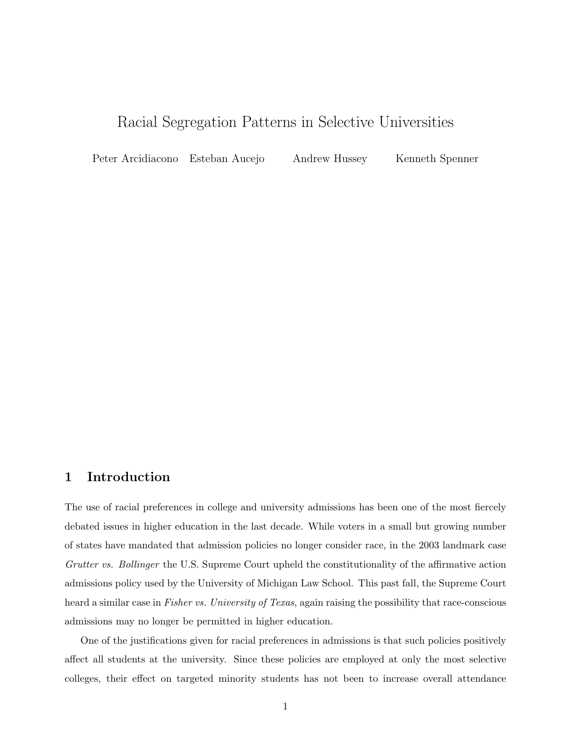# Racial Segregation Patterns in Selective Universities

Peter Arcidiacono    Esteban Aucejo    Andrew Hussey    Kenneth Spenner

## 1 Introduction

The use of racial preferences in college and university admissions has been one of the most fiercely debated issues in higher education in the last decade. While voters in a small but growing number of states have mandated that admission policies no longer consider race, in the 2003 landmark case *Grutter vs. Bollinger* the U.S. Supreme Court upheld the constitutionality of the affirmative action admissions policy used by the University of Michigan Law School. This past fall, the Supreme Court heard a similar case in *Fisher vs. University of Texas*, again raising the possibility that race-conscious admissions may no longer be permitted in higher education.

One of the justifications given for racial preferences in admissions is that such policies positively affect all students at the university. Since these policies are employed at only the most selective colleges, their effect on targeted minority students has not been to increase overall attendance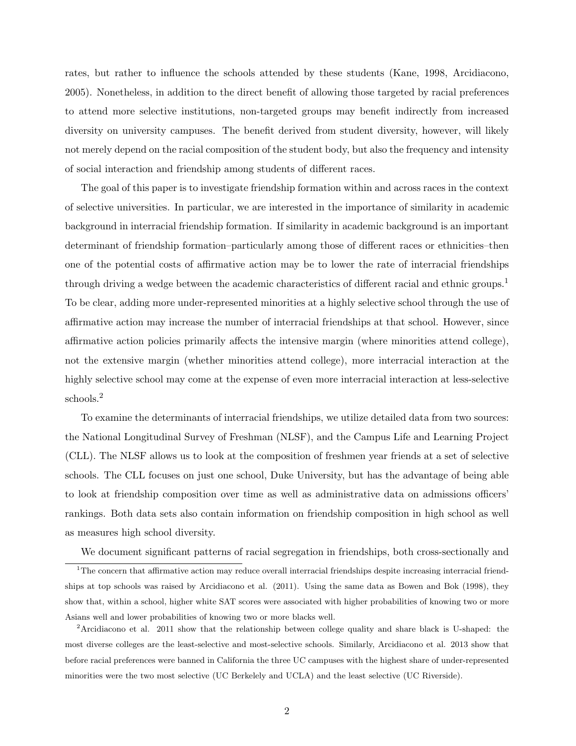rates, but rather to influence the schools attended by these students (Kane, 1998, Arcidiacono, 2005). Nonetheless, in addition to the direct benefit of allowing those targeted by racial preferences to attend more selective institutions, non-targeted groups may benefit indirectly from increased diversity on university campuses. The benefit derived from student diversity, however, will likely not merely depend on the racial composition of the student body, but also the frequency and intensity of social interaction and friendship among students of different races.

The goal of this paper is to investigate friendship formation within and across races in the context of selective universities. In particular, we are interested in the importance of similarity in academic background in interracial friendship formation. If similarity in academic background is an important determinant of friendship formation–particularly among those of different races or ethnicities–then one of the potential costs of affirmative action may be to lower the rate of interracial friendships through driving a wedge between the academic characteristics of different racial and ethnic groups.[1] To be clear, adding more under-represented minorities at a highly selective school through the use of affirmative action may increase the number of interracial friendships at that school. However, since affirmative action policies primarily affects the intensive margin (where minorities attend college), not the extensive margin (whether minorities attend college), more interracial interaction at the highly selective school may come at the expense of even more interracial interaction at less-selective schools.[2]

To examine the determinants of interracial friendships, we utilize detailed data from two sources: the National Longitudinal Survey of Freshman (NLSF), and the Campus Life and Learning Project (CLL). The NLSF allows us to look at the composition of freshmen year friends at a set of selective schools. The CLL focuses on just one school, Duke University, but has the advantage of being able to look at friendship composition over time as well as administrative data on admissions officers' rankings. Both data sets also contain information on friendship composition in high school as well as measures high school diversity.

We document significant patterns of racial segregation in friendships, both cross-sectionally and

[1] The concern that affirmative action may reduce overall interracial friendships despite increasing interracial friendships at top schools was raised by Arcidiacono et al. (2011). Using the same data as Bowen and Bok (1998), they show that, within a school, higher white SAT scores were associated with higher probabilities of knowing two or more Asians well and lower probabilities of knowing two or more blacks well.

[2] Arcidiacono et al. 2011 show that the relationship between college quality and share black is U-shaped: the most diverse colleges are the least-selective and most-selective schools. Similarly, Arcidiacono et al. 2013 show that before racial preferences were banned in California the three UC campuses with the highest share of under-represented minorities were the two most selective (UC Berkelely and UCLA) and the least selective (UC Riverside).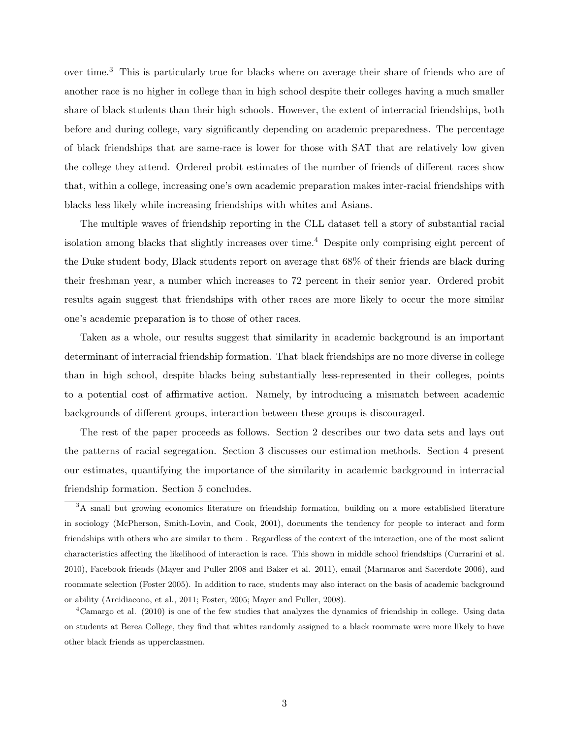over time.[3] This is particularly true for blacks where on average their share of friends who are of another race is no higher in college than in high school despite their colleges having a much smaller share of black students than their high schools. However, the extent of interracial friendships, both before and during college, vary significantly depending on academic preparedness. The percentage of black friendships that are same-race is lower for those with SAT that are relatively low given the college they attend. Ordered probit estimates of the number of friends of different races show that, within a college, increasing one's own academic preparation makes inter-racial friendships with blacks less likely while increasing friendships with whites and Asians.

The multiple waves of friendship reporting in the CLL dataset tell a story of substantial racial isolation among blacks that slightly increases over time.[4] Despite only comprising eight percent of the Duke student body, Black students report on average that 68% of their friends are black during their freshman year, a number which increases to 72 percent in their senior year. Ordered probit results again suggest that friendships with other races are more likely to occur the more similar one's academic preparation is to those of other races.

Taken as a whole, our results suggest that similarity in academic background is an important determinant of interracial friendship formation. That black friendships are no more diverse in college than in high school, despite blacks being substantially less-represented in their colleges, points to a potential cost of affirmative action. Namely, by introducing a mismatch between academic backgrounds of different groups, interaction between these groups is discouraged.

The rest of the paper proceeds as follows. Section 2 describes our two data sets and lays out the patterns of racial segregation. Section 3 discusses our estimation methods. Section 4 present our estimates, quantifying the importance of the similarity in academic background in interracial friendship formation. Section 5 concludes.

---

[3] A small but growing economics literature on friendship formation, building on a more established literature in sociology (McPherson, Smith-Lovin, and Cook, 2001), documents the tendency for people to interact and form friendships with others who are similar to them . Regardless of the context of the interaction, one of the most salient characteristics affecting the likelihood of interaction is race. This shown in middle school friendships (Currarini et al. 2010), Facebook friends (Mayer and Puller 2008 and Baker et al. 2011), email (Marmaros and Sacerdote 2006), and roommate selection (Foster 2005). In addition to race, students may also interact on the basis of academic background or ability (Arcidiacono, et al., 2011; Foster, 2005; Mayer and Puller, 2008).

[4] Camargo et al. (2010) is one of the few studies that analyzes the dynamics of friendship in college. Using data on students at Berea College, they find that whites randomly assigned to a black roommate were more likely to have other black friends as upperclassmen.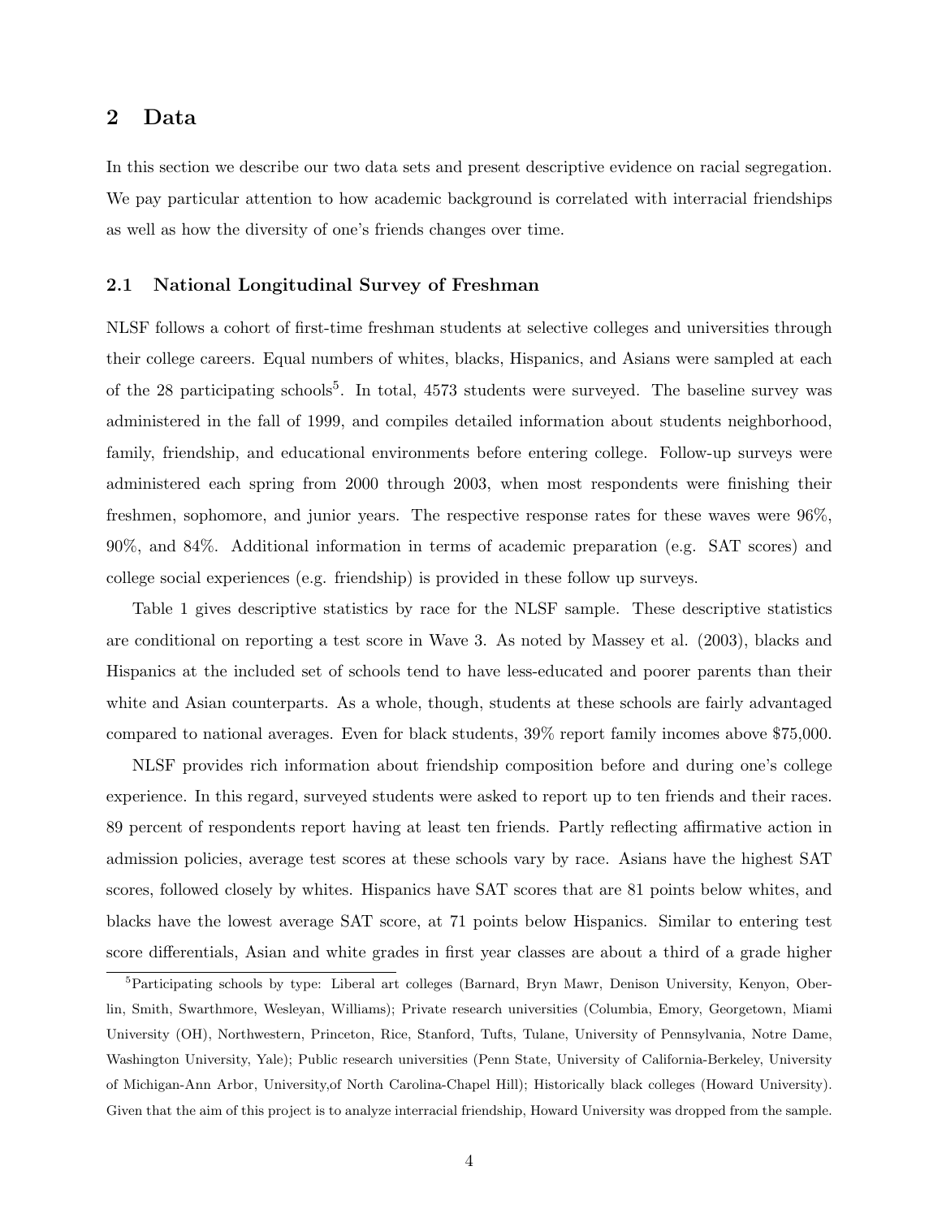## 2 Data

In this section we describe our two data sets and present descriptive evidence on racial segregation. We pay particular attention to how academic background is correlated with interracial friendships as well as how the diversity of one's friends changes over time.

### 2.1 National Longitudinal Survey of Freshman

NLSF follows a cohort of first-time freshman students at selective colleges and universities through their college careers. Equal numbers of whites, blacks, Hispanics, and Asians were sampled at each of the 28 participating schools[5]. In total, 4573 students were surveyed. The baseline survey was administered in the fall of 1999, and compiles detailed information about students neighborhood, family, friendship, and educational environments before entering college. Follow-up surveys were administered each spring from 2000 through 2003, when most respondents were finishing their freshmen, sophomore, and junior years. The respective response rates for these waves were 96%, 90%, and 84%. Additional information in terms of academic preparation (e.g. SAT scores) and college social experiences (e.g. friendship) is provided in these follow up surveys.

Table 1 gives descriptive statistics by race for the NLSF sample. These descriptive statistics are conditional on reporting a test score in Wave 3. As noted by Massey et al. (2003), blacks and Hispanics at the included set of schools tend to have less-educated and poorer parents than their white and Asian counterparts. As a whole, though, students at these schools are fairly advantaged compared to national averages. Even for black students, 39% report family incomes above $75,000.

NLSF provides rich information about friendship composition before and during one's college experience. In this regard, surveyed students were asked to report up to ten friends and their races. 89 percent of respondents report having at least ten friends. Partly reflecting affirmative action in admission policies, average test scores at these schools vary by race. Asians have the highest SAT scores, followed closely by whites. Hispanics have SAT scores that are 81 points below whites, and blacks have the lowest average SAT score, at 71 points below Hispanics. Similar to entering test score differentials, Asian and white grades in first year classes are about a third of a grade higher

[5] Participating schools by type: Liberal art colleges (Barnard, Bryn Mawr, Denison University, Kenyon, Oberlin, Smith, Swarthmore, Wesleyan, Williams); Private research universities (Columbia, Emory, Georgetown, Miami University (OH), Northwestern, Princeton, Rice, Stanford, Tufts, Tulane, University of Pennsylvania, Notre Dame, Washington University, Yale); Public research universities (Penn State, University of California-Berkeley, University of Michigan-Ann Arbor, University,of North Carolina-Chapel Hill); Historically black colleges (Howard University). Given that the aim of this project is to analyze interracial friendship, Howard University was dropped from the sample.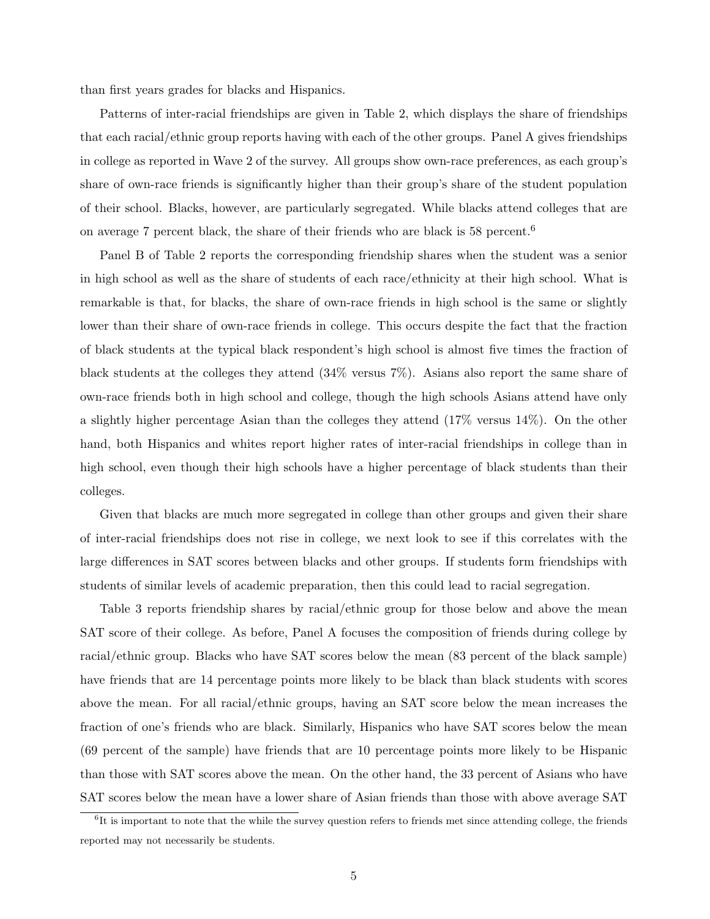than first years grades for blacks and Hispanics.

Patterns of inter-racial friendships are given in Table 2, which displays the share of friendships that each racial/ethnic group reports having with each of the other groups. Panel A gives friendships in college as reported in Wave 2 of the survey. All groups show own-race preferences, as each group's share of own-race friends is significantly higher than their group's share of the student population of their school. Blacks, however, are particularly segregated. While blacks attend colleges that are on average 7 percent black, the share of their friends who are black is 58 percent.[6]

Panel B of Table 2 reports the corresponding friendship shares when the student was a senior in high school as well as the share of students of each race/ethnicity at their high school. What is remarkable is that, for blacks, the share of own-race friends in high school is the same or slightly lower than their share of own-race friends in college. This occurs despite the fact that the fraction of black students at the typical black respondent's high school is almost five times the fraction of black students at the colleges they attend (34% versus 7%). Asians also report the same share of own-race friends both in high school and college, though the high schools Asians attend have only a slightly higher percentage Asian than the colleges they attend (17% versus 14%). On the other hand, both Hispanics and whites report higher rates of inter-racial friendships in college than in high school, even though their high schools have a higher percentage of black students than their colleges.

Given that blacks are much more segregated in college than other groups and given their share of inter-racial friendships does not rise in college, we next look to see if this correlates with the large differences in SAT scores between blacks and other groups. If students form friendships with students of similar levels of academic preparation, then this could lead to racial segregation.

Table 3 reports friendship shares by racial/ethnic group for those below and above the mean SAT score of their college. As before, Panel A focuses the composition of friends during college by racial/ethnic group. Blacks who have SAT scores below the mean (83 percent of the black sample) have friends that are 14 percentage points more likely to be black than black students with scores above the mean. For all racial/ethnic groups, having an SAT score below the mean increases the fraction of one's friends who are black. Similarly, Hispanics who have SAT scores below the mean (69 percent of the sample) have friends that are 10 percentage points more likely to be Hispanic than those with SAT scores above the mean. On the other hand, the 33 percent of Asians who have SAT scores below the mean have a lower share of Asian friends than those with above average SAT

[6] It is important to note that the while the survey question refers to friends met since attending college, the friends reported may not necessarily be students.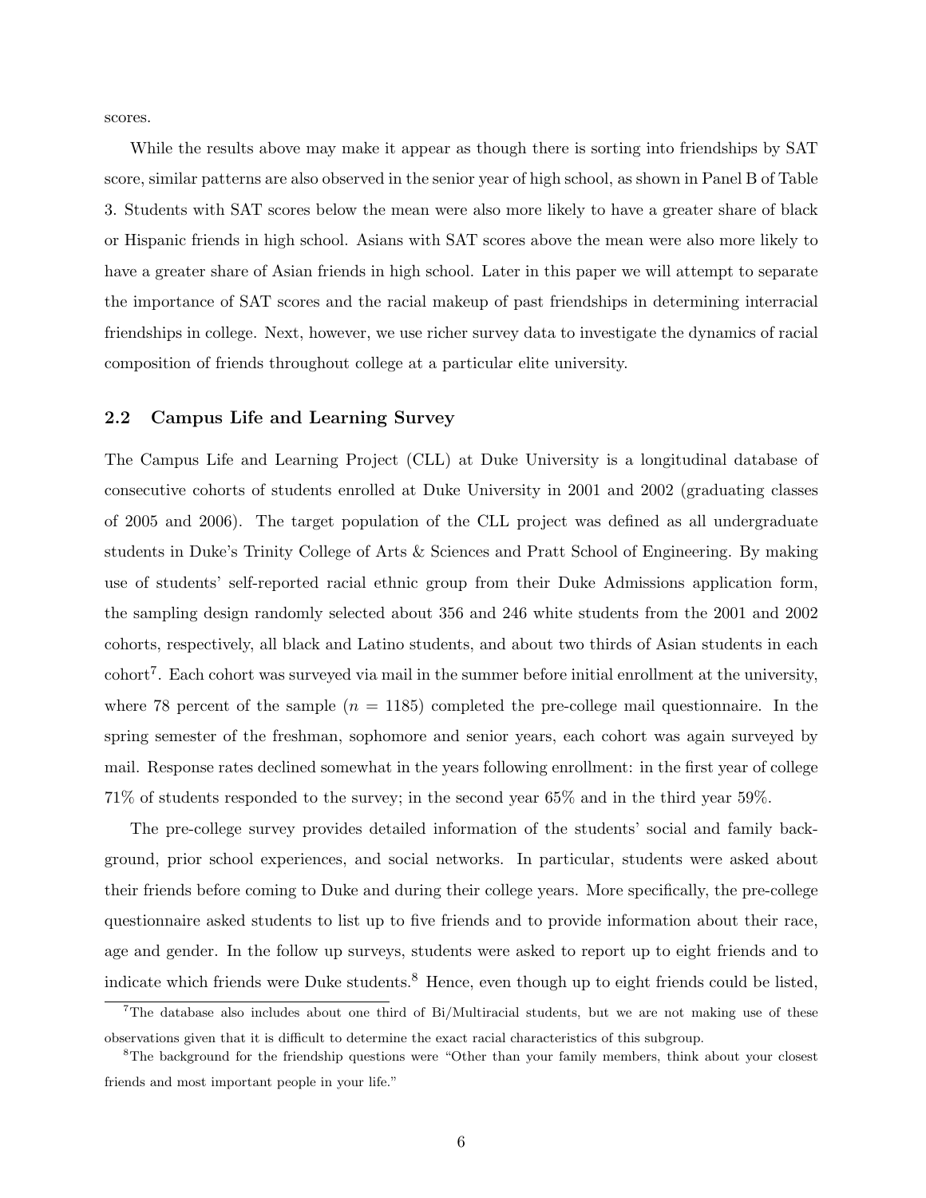scores.

While the results above may make it appear as though there is sorting into friendships by SAT score, similar patterns are also observed in the senior year of high school, as shown in Panel B of Table 3. Students with SAT scores below the mean were also more likely to have a greater share of black or Hispanic friends in high school. Asians with SAT scores above the mean were also more likely to have a greater share of Asian friends in high school. Later in this paper we will attempt to separate the importance of SAT scores and the racial makeup of past friendships in determining interracial friendships in college. Next, however, we use richer survey data to investigate the dynamics of racial composition of friends throughout college at a particular elite university.

### 2.2 Campus Life and Learning Survey

The Campus Life and Learning Project (CLL) at Duke University is a longitudinal database of consecutive cohorts of students enrolled at Duke University in 2001 and 2002 (graduating classes of 2005 and 2006). The target population of the CLL project was defined as all undergraduate students in Duke's Trinity College of Arts & Sciences and Pratt School of Engineering. By making use of students' self-reported racial ethnic group from their Duke Admissions application form, the sampling design randomly selected about 356 and 246 white students from the 2001 and 2002 cohorts, respectively, all black and Latino students, and about two thirds of Asian students in each cohort[7]. Each cohort was surveyed via mail in the summer before initial enrollment at the university, where 78 percent of the sample ($n = 1185$) completed the pre-college mail questionnaire. In the spring semester of the freshman, sophomore and senior years, each cohort was again surveyed by mail. Response rates declined somewhat in the years following enrollment: in the first year of college 71% of students responded to the survey; in the second year 65% and in the third year 59%.

The pre-college survey provides detailed information of the students' social and family background, prior school experiences, and social networks. In particular, students were asked about their friends before coming to Duke and during their college years. More specifically, the pre-college questionnaire asked students to list up to five friends and to provide information about their race, age and gender. In the follow up surveys, students were asked to report up to eight friends and to indicate which friends were Duke students.[8] Hence, even though up to eight friends could be listed,

[7] The database also includes about one third of Bi/Multiracial students, but we are not making use of these observations given that it is difficult to determine the exact racial characteristics of this subgroup.

[8] The background for the friendship questions were "Other than your family members, think about your closest friends and most important people in your life."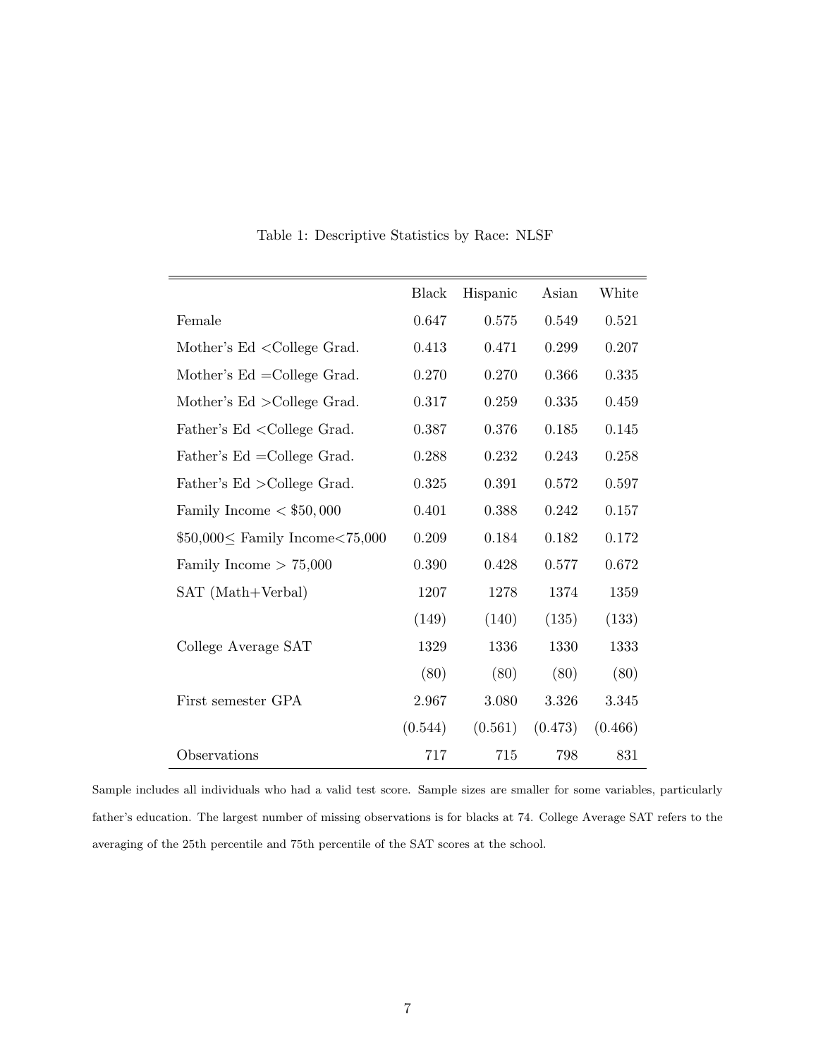Table 1: Descriptive Statistics by Race: NLSF

| | Black | Hispanic | Asian | White |
|---|---|---|---|---|
| Female | 0.647 | 0.575 | 0.549 | 0.521 |
| Mother's Ed <College Grad. | 0.413 | 0.471 | 0.299 | 0.207 |
| Mother's Ed =College Grad. | 0.270 | 0.270 | 0.366 | 0.335 |
| Mother's Ed >College Grad. | 0.317 | 0.259 | 0.335 | 0.459 |
| Father's Ed <College Grad. | 0.387 | 0.376 | 0.185 | 0.145 |
| Father's Ed =College Grad. | 0.288 | 0.232 | 0.243 | 0.258 |
| Father's Ed >College Grad. | 0.325 | 0.391 | 0.572 | 0.597 |
| Family Income $< \$50,000$ | 0.401 | 0.388 | 0.242 | 0.157 |
| $\$50,000 \leq$ Family Income$<75,000$ | 0.209 | 0.184 | 0.182 | 0.172 |
| Family Income $> 75,000$ | 0.390 | 0.428 | 0.577 | 0.672 |
| SAT (Math+Verbal) | 1207 | 1278 | 1374 | 1359 |
| | (149) | (140) | (135) | (133) |
| College Average SAT | 1329 | 1336 | 1330 | 1333 |
| | (80) | (80) | (80) | (80) |
| First semester GPA | 2.967 | 3.080 | 3.326 | 3.345 |
| | (0.544) | (0.561) | (0.473) | (0.466) |
| Observations | 717 | 715 | 798 | 831 |

Sample includes all individuals who had a valid test score. Sample sizes are smaller for some variables, particularly father's education. The largest number of missing observations is for blacks at 74. College Average SAT refers to the averaging of the 25th percentile and 75th percentile of the SAT scores at the school.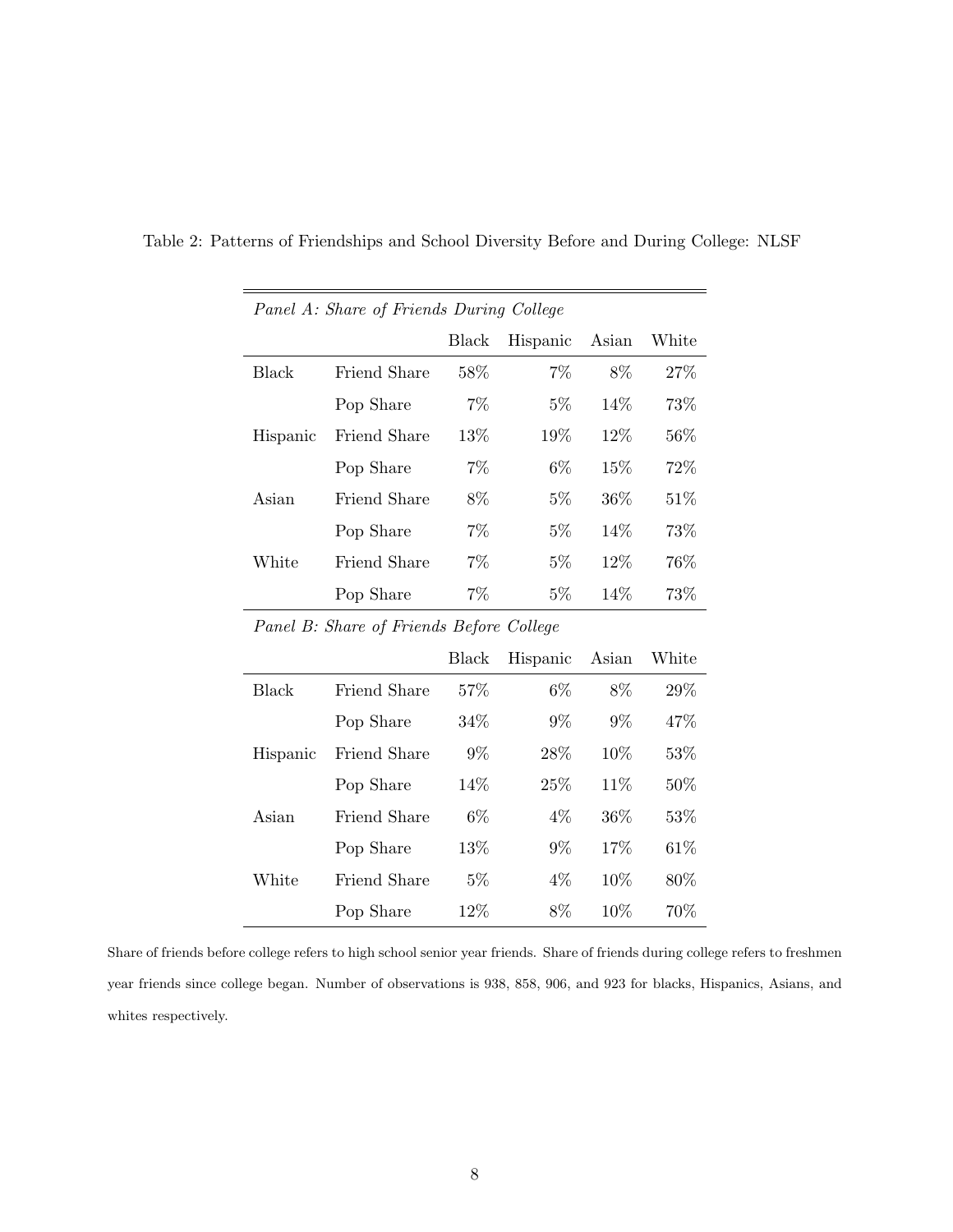Table 2: Patterns of Friendships and School Diversity Before and During College: NLSF

| *Panel A: Share of Friends During College* | | | | | |
|---|---|---|---|---|---|
| | | Black | Hispanic | Asian | White |
| Black | Friend Share | 58% | 7% | 8% | 27% |
| | Pop Share | 7% | 5% | 14% | 73% |
| Hispanic | Friend Share | 13% | 19% | 12% | 56% |
| | Pop Share | 7% | 6% | 15% | 72% |
| Asian | Friend Share | 8% | 5% | 36% | 51% |
| | Pop Share | 7% | 5% | 14% | 73% |
| White | Friend Share | 7% | 5% | 12% | 76% |
| | Pop Share | 7% | 5% | 14% | 73% |
| *Panel B: Share of Friends Before College* | | | | | |
| | | Black | Hispanic | Asian | White |
| Black | Friend Share | 57% | 6% | 8% | 29% |
| | Pop Share | 34% | 9% | 9% | 47% |
| Hispanic | Friend Share | 9% | 28% | 10% | 53% |
| | Pop Share | 14% | 25% | 11% | 50% |
| Asian | Friend Share | 6% | 4% | 36% | 53% |
| | Pop Share | 13% | 9% | 17% | 61% |
| White | Friend Share | 5% | 4% | 10% | 80% |
| | Pop Share | 12% | 8% | 10% | 70% |

Share of friends before college refers to high school senior year friends. Share of friends during college refers to freshmen year friends since college began. Number of observations is 938, 858, 906, and 923 for blacks, Hispanics, Asians, and whites respectively.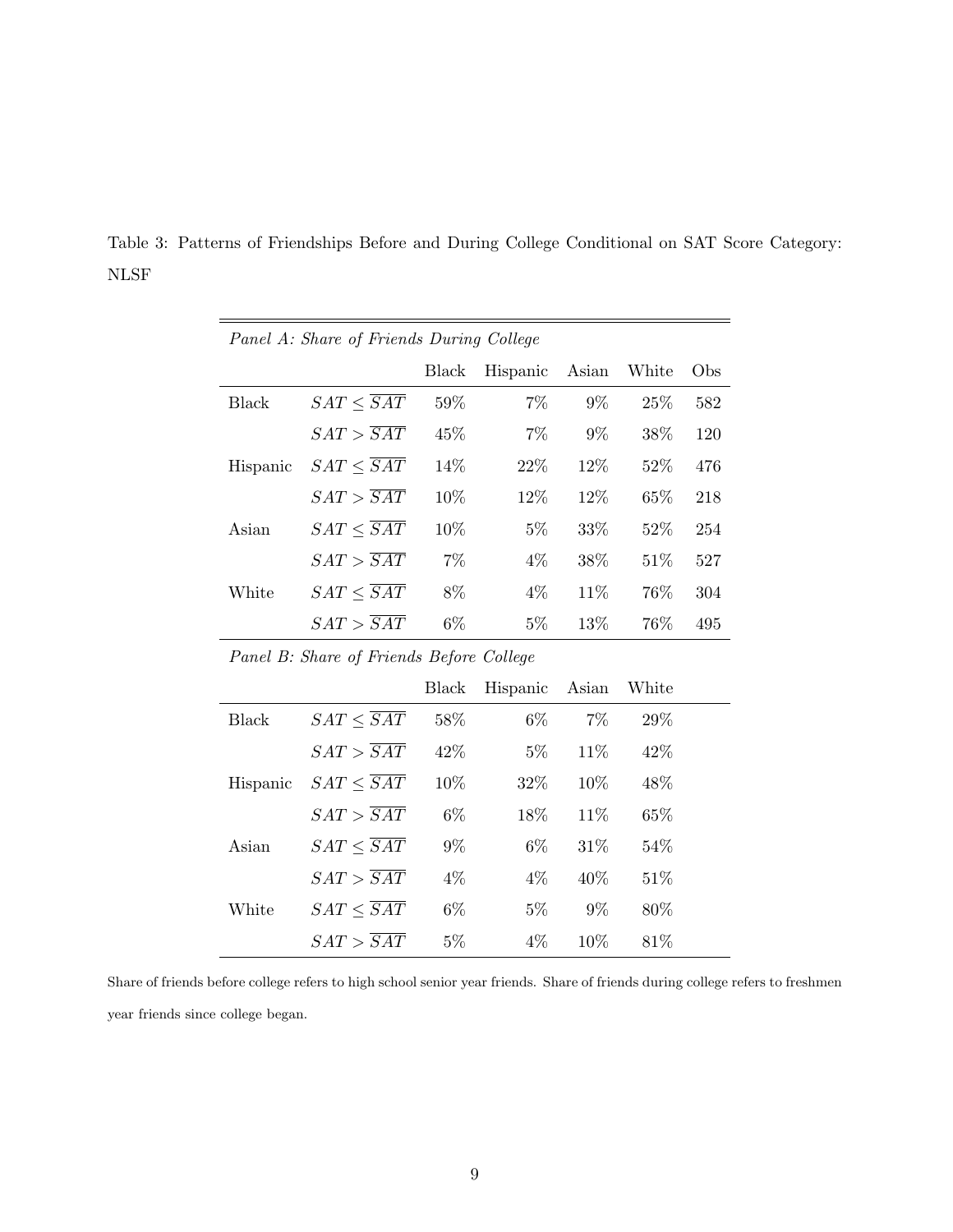Table 3: Patterns of Friendships Before and During College Conditional on SAT Score Category: NLSF

| *Panel A: Share of Friends During College* | | | | | | |
|---|---|---|---|---|---|---|
| | | Black | Hispanic | Asian | White | Obs |
| Black | $SAT \leq \overline{SAT}$ | 59% | 7% | 9% | 25% | 582 |
| | $SAT > \overline{SAT}$ | 45% | 7% | 9% | 38% | 120 |
| Hispanic | $SAT \leq \overline{SAT}$ | 14% | 22% | 12% | 52% | 476 |
| | $SAT > \overline{SAT}$ | 10% | 12% | 12% | 65% | 218 |
| Asian | $SAT \leq \overline{SAT}$ | 10% | 5% | 33% | 52% | 254 |
| | $SAT > \overline{SAT}$ | 7% | 4% | 38% | 51% | 527 |
| White | $SAT \leq \overline{SAT}$ | 8% | 4% | 11% | 76% | 304 |
| | $SAT > \overline{SAT}$ | 6% | 5% | 13% | 76% | 495 |
| *Panel B: Share of Friends Before College* | | | | | | |
| | | Black | Hispanic | Asian | White | |
| Black | $SAT \leq \overline{SAT}$ | 58% | 6% | 7% | 29% | |
| | $SAT > \overline{SAT}$ | 42% | 5% | 11% | 42% | |
| Hispanic | $SAT \leq \overline{SAT}$ | 10% | 32% | 10% | 48% | |
| | $SAT > \overline{SAT}$ | 6% | 18% | 11% | 65% | |
| Asian | $SAT \leq \overline{SAT}$ | 9% | 6% | 31% | 54% | |
| | $SAT > \overline{SAT}$ | 4% | 4% | 40% | 51% | |
| White | $SAT \leq \overline{SAT}$ | 6% | 5% | 9% | 80% | |
| | $SAT > \overline{SAT}$ | 5% | 4% | 10% | 81% | |

Share of friends before college refers to high school senior year friends. Share of friends during college refers to freshmen year friends since college began.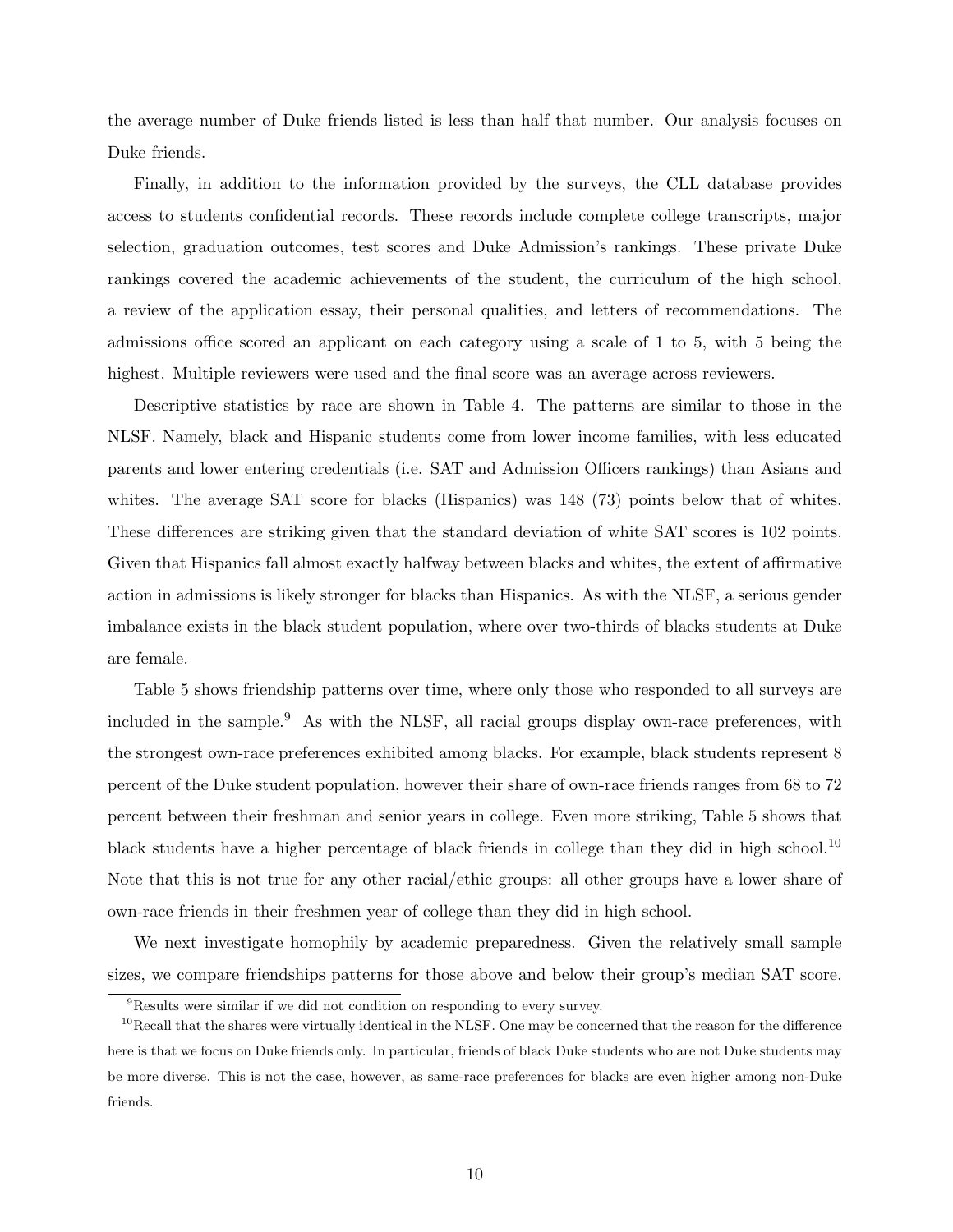the average number of Duke friends listed is less than half that number. Our analysis focuses on Duke friends.

Finally, in addition to the information provided by the surveys, the CLL database provides access to students confidential records. These records include complete college transcripts, major selection, graduation outcomes, test scores and Duke Admission's rankings. These private Duke rankings covered the academic achievements of the student, the curriculum of the high school, a review of the application essay, their personal qualities, and letters of recommendations. The admissions office scored an applicant on each category using a scale of 1 to 5, with 5 being the highest. Multiple reviewers were used and the final score was an average across reviewers.

Descriptive statistics by race are shown in Table 4. The patterns are similar to those in the NLSF. Namely, black and Hispanic students come from lower income families, with less educated parents and lower entering credentials (i.e. SAT and Admission Officers rankings) than Asians and whites. The average SAT score for blacks (Hispanics) was 148 (73) points below that of whites. These differences are striking given that the standard deviation of white SAT scores is 102 points. Given that Hispanics fall almost exactly halfway between blacks and whites, the extent of affirmative action in admissions is likely stronger for blacks than Hispanics. As with the NLSF, a serious gender imbalance exists in the black student population, where over two-thirds of blacks students at Duke are female.

Table 5 shows friendship patterns over time, where only those who responded to all surveys are included in the sample.[9] As with the NLSF, all racial groups display own-race preferences, with the strongest own-race preferences exhibited among blacks. For example, black students represent 8 percent of the Duke student population, however their share of own-race friends ranges from 68 to 72 percent between their freshman and senior years in college. Even more striking, Table 5 shows that black students have a higher percentage of black friends in college than they did in high school.[10] Note that this is not true for any other racial/ethic groups: all other groups have a lower share of own-race friends in their freshmen year of college than they did in high school.

We next investigate homophily by academic preparedness. Given the relatively small sample sizes, we compare friendships patterns for those above and below their group's median SAT score.

[9] Results were similar if we did not condition on responding to every survey.

[10] Recall that the shares were virtually identical in the NLSF. One may be concerned that the reason for the difference here is that we focus on Duke friends only. In particular, friends of black Duke students who are not Duke students may be more diverse. This is not the case, however, as same-race preferences for blacks are even higher among non-Duke friends.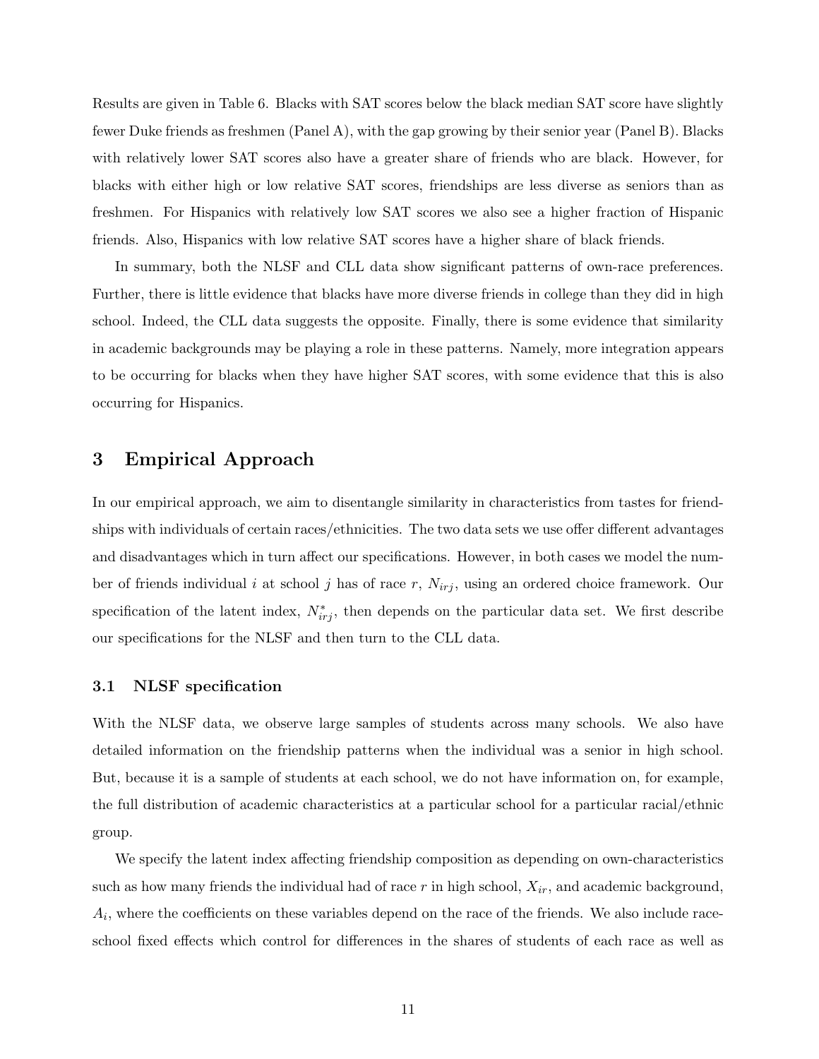Results are given in Table 6. Blacks with SAT scores below the black median SAT score have slightly fewer Duke friends as freshmen (Panel A), with the gap growing by their senior year (Panel B). Blacks with relatively lower SAT scores also have a greater share of friends who are black. However, for blacks with either high or low relative SAT scores, friendships are less diverse as seniors than as freshmen. For Hispanics with relatively low SAT scores we also see a higher fraction of Hispanic friends. Also, Hispanics with low relative SAT scores have a higher share of black friends.

In summary, both the NLSF and CLL data show significant patterns of own-race preferences. Further, there is little evidence that blacks have more diverse friends in college than they did in high school. Indeed, the CLL data suggests the opposite. Finally, there is some evidence that similarity in academic backgrounds may be playing a role in these patterns. Namely, more integration appears to be occurring for blacks when they have higher SAT scores, with some evidence that this is also occurring for Hispanics.

## 3 Empirical Approach

In our empirical approach, we aim to disentangle similarity in characteristics from tastes for friendships with individuals of certain races/ethnicities. The two data sets we use offer different advantages and disadvantages which in turn affect our specifications. However, in both cases we model the number of friends individual $i$ at school $j$ has of race $r$, $N_{irj}$, using an ordered choice framework. Our specification of the latent index, $N^*_{irj}$, then depends on the particular data set. We first describe our specifications for the NLSF and then turn to the CLL data.

### 3.1 NLSF specification

With the NLSF data, we observe large samples of students across many schools. We also have detailed information on the friendship patterns when the individual was a senior in high school. But, because it is a sample of students at each school, we do not have information on, for example, the full distribution of academic characteristics at a particular school for a particular racial/ethnic group.

We specify the latent index affecting friendship composition as depending on own-characteristics such as how many friends the individual had of race $r$ in high school, $X_{ir}$, and academic background, $A_i$, where the coefficients on these variables depend on the race of the friends. We also include race-school fixed effects which control for differences in the shares of students of each race as well as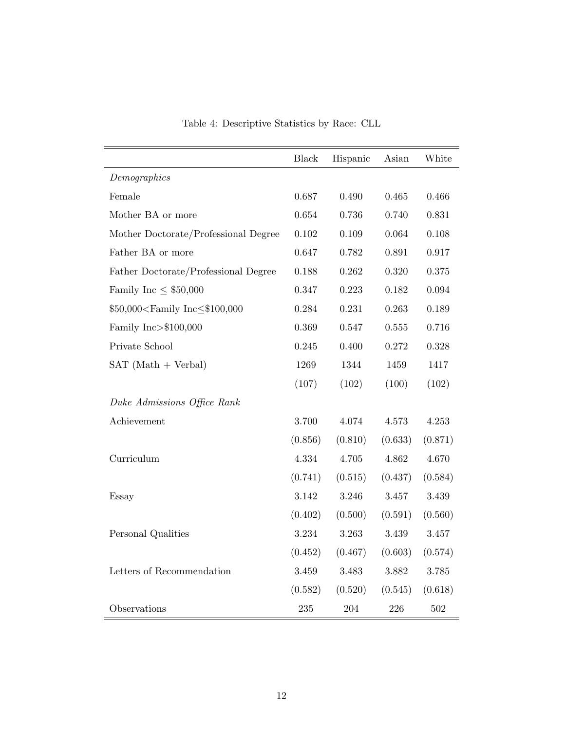Table 4: Descriptive Statistics by Race: CLL

| | Black | Hispanic | Asian | White |
|---|---|---|---|---|
| *Demographics* | | | | |
| Female | 0.687 | 0.490 | 0.465 | 0.466 |
| Mother BA or more | 0.654 | 0.736 | 0.740 | 0.831 |
| Mother Doctorate/Professional Degree | 0.102 | 0.109 | 0.064 | 0.108 |
| Father BA or more | 0.647 | 0.782 | 0.891 | 0.917 |
| Father Doctorate/Professional Degree | 0.188 | 0.262 | 0.320 | 0.375 |
| Family Inc $\leq$ \$50,000 | 0.347 | 0.223 | 0.182 | 0.094 |
| \$50,000<Family Inc$\leq$\$100,000 | 0.284 | 0.231 | 0.263 | 0.189 |
| Family Inc>\$100,000 | 0.369 | 0.547 | 0.555 | 0.716 |
| Private School | 0.245 | 0.400 | 0.272 | 0.328 |
| SAT (Math + Verbal) | 1269 | 1344 | 1459 | 1417 |
| | (107) | (102) | (100) | (102) |
| *Duke Admissions Office Rank* | | | | |
| Achievement | 3.700 | 4.074 | 4.573 | 4.253 |
| | (0.856) | (0.810) | (0.633) | (0.871) |
| Curriculum | 4.334 | 4.705 | 4.862 | 4.670 |
| | (0.741) | (0.515) | (0.437) | (0.584) |
| Essay | 3.142 | 3.246 | 3.457 | 3.439 |
| | (0.402) | (0.500) | (0.591) | (0.560) |
| Personal Qualities | 3.234 | 3.263 | 3.439 | 3.457 |
| | (0.452) | (0.467) | (0.603) | (0.574) |
| Letters of Recommendation | 3.459 | 3.483 | 3.882 | 3.785 |
| | (0.582) | (0.520) | (0.545) | (0.618) |
| Observations | 235 | 204 | 226 | 502 |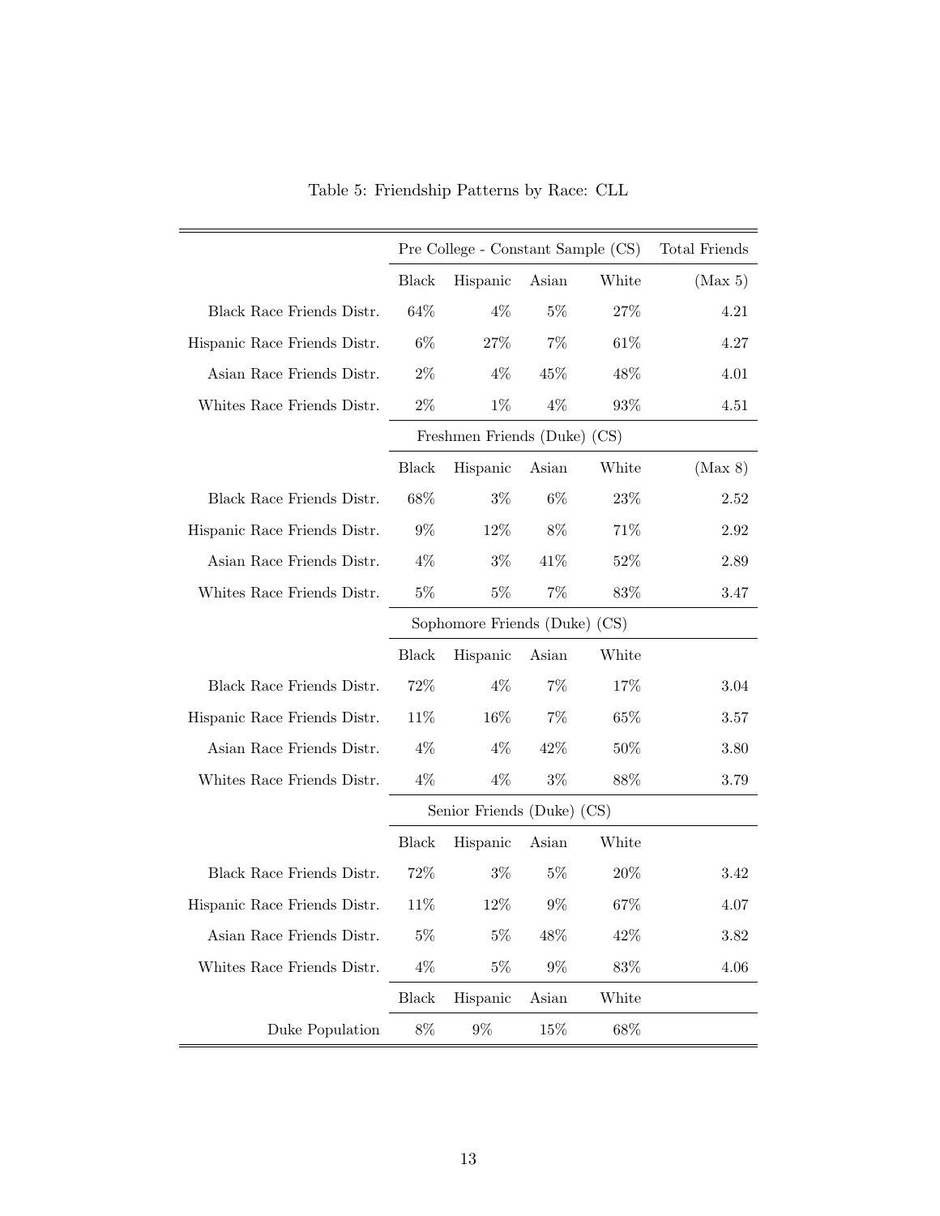Table 5: Friendship Patterns by Race: CLL

| | Pre College - Constant Sample (CS) | | | | Total Friends |
|---|---|---|---|---|---|
| | Black | Hispanic | Asian | White | (Max 5) |
| Black Race Friends Distr. | 64% | 4% | 5% | 27% | 4.21 |
| Hispanic Race Friends Distr. | 6% | 27% | 7% | 61% | 4.27 |
| Asian Race Friends Distr. | 2% | 4% | 45% | 48% | 4.01 |
| Whites Race Friends Distr. | 2% | 1% | 4% | 93% | 4.51 |
| | Freshmen Friends (Duke) (CS) | | | | |
| | Black | Hispanic | Asian | White | (Max 8) |
| Black Race Friends Distr. | 68% | 3% | 6% | 23% | 2.52 |
| Hispanic Race Friends Distr. | 9% | 12% | 8% | 71% | 2.92 |
| Asian Race Friends Distr. | 4% | 3% | 41% | 52% | 2.89 |
| Whites Race Friends Distr. | 5% | 5% | 7% | 83% | 3.47 |
| | Sophomore Friends (Duke) (CS) | | | | |
| | Black | Hispanic | Asian | White | |
| Black Race Friends Distr. | 72% | 4% | 7% | 17% | 3.04 |
| Hispanic Race Friends Distr. | 11% | 16% | 7% | 65% | 3.57 |
| Asian Race Friends Distr. | 4% | 4% | 42% | 50% | 3.80 |
| Whites Race Friends Distr. | 4% | 4% | 3% | 88% | 3.79 |
| | Senior Friends (Duke) (CS) | | | | |
| | Black | Hispanic | Asian | White | |
| Black Race Friends Distr. | 72% | 3% | 5% | 20% | 3.42 |
| Hispanic Race Friends Distr. | 11% | 12% | 9% | 67% | 4.07 |
| Asian Race Friends Distr. | 5% | 5% | 48% | 42% | 3.82 |
| Whites Race Friends Distr. | 4% | 5% | 9% | 83% | 4.06 |
| | Black | Hispanic | Asian | White | |
| Duke Population | 8% | 9% | 15% | 68% | |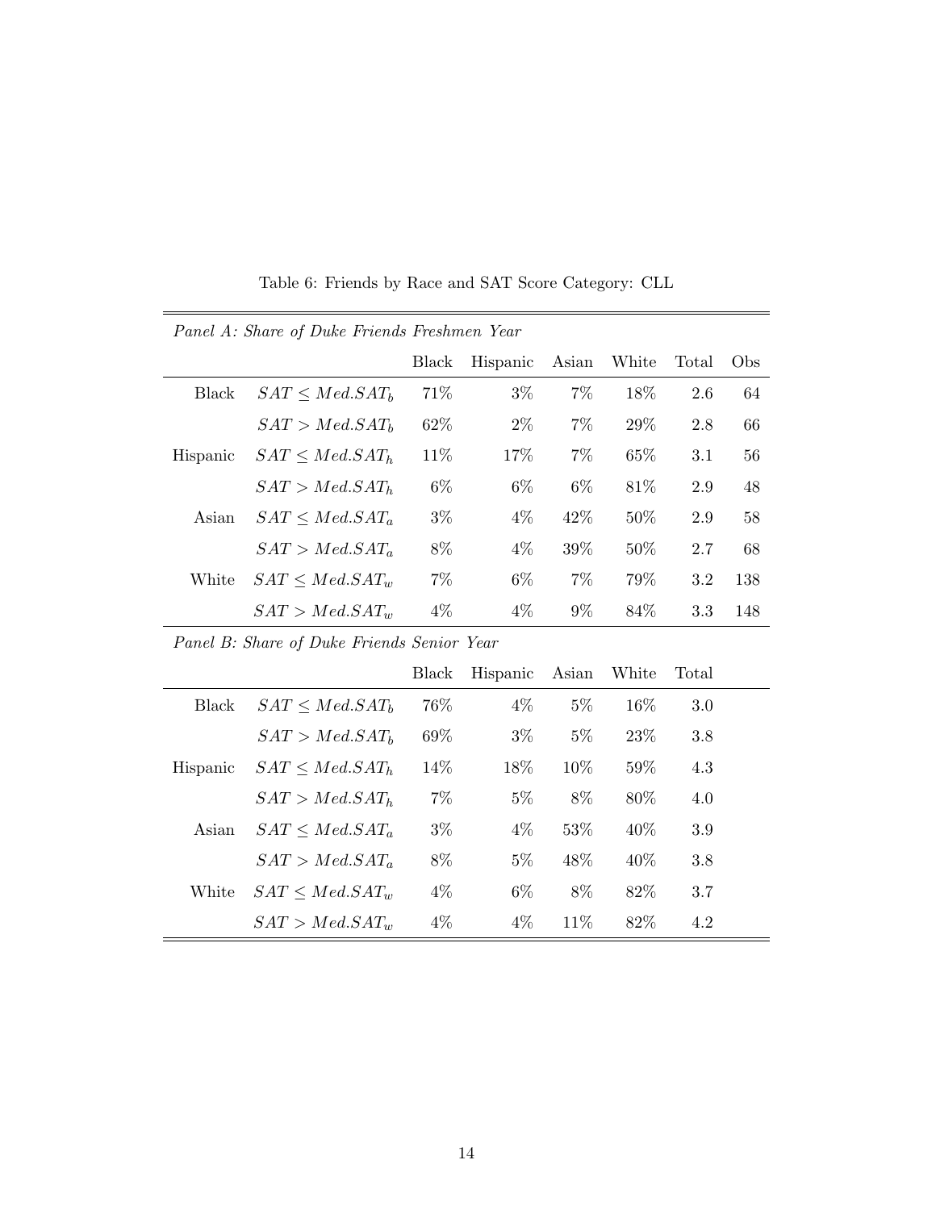Table 6: Friends by Race and SAT Score Category: CLL

| *Panel A: Share of Duke Friends Freshmen Year* | | | | | | | |
|---|---|---|---|---|---|---|---|
| | | Black | Hispanic | Asian | White | Total | Obs |
| Black | $SAT \leq Med.SAT_b$ | 71% | 3% | 7% | 18% | 2.6 | 64 |
| | $SAT > Med.SAT_b$ | 62% | 2% | 7% | 29% | 2.8 | 66 |
| Hispanic | $SAT \leq Med.SAT_h$ | 11% | 17% | 7% | 65% | 3.1 | 56 |
| | $SAT > Med.SAT_h$ | 6% | 6% | 6% | 81% | 2.9 | 48 |
| Asian | $SAT \leq Med.SAT_a$ | 3% | 4% | 42% | 50% | 2.9 | 58 |
| | $SAT > Med.SAT_a$ | 8% | 4% | 39% | 50% | 2.7 | 68 |
| White | $SAT \leq Med.SAT_w$ | 7% | 6% | 7% | 79% | 3.2 | 138 |
| | $SAT > Med.SAT_w$ | 4% | 4% | 9% | 84% | 3.3 | 148 |
| *Panel B: Share of Duke Friends Senior Year* | | | | | | | |
| | | Black | Hispanic | Asian | White | Total | |
| Black | $SAT \leq Med.SAT_b$ | 76% | 4% | 5% | 16% | 3.0 | |
| | $SAT > Med.SAT_b$ | 69% | 3% | 5% | 23% | 3.8 | |
| Hispanic | $SAT \leq Med.SAT_h$ | 14% | 18% | 10% | 59% | 4.3 | |
| | $SAT > Med.SAT_h$ | 7% | 5% | 8% | 80% | 4.0 | |
| Asian | $SAT \leq Med.SAT_a$ | 3% | 4% | 53% | 40% | 3.9 | |
| | $SAT > Med.SAT_a$ | 8% | 5% | 48% | 40% | 3.8 | |
| White | $SAT \leq Med.SAT_w$ | 4% | 6% | 8% | 82% | 3.7 | |
| | $SAT > Med.SAT_w$ | 4% | 4% | 11% | 82% | 4.2 | |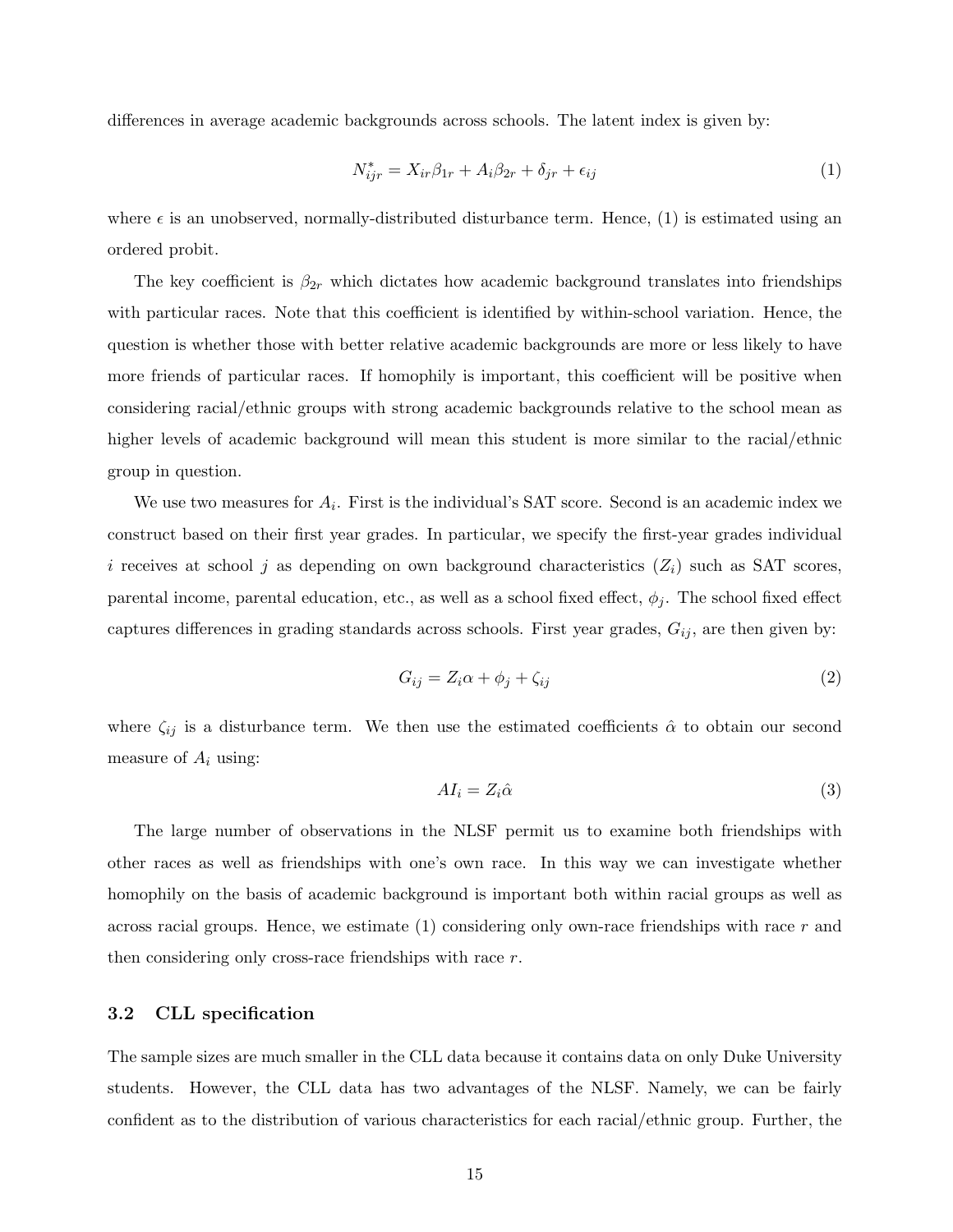differences in average academic backgrounds across schools. The latent index is given by:

$$N^*_{ijr} = X_{ir}\beta_{1r} + A_i\beta_{2r} + \delta_{jr} + \epsilon_{ij} \tag{1}$$

where $\epsilon$ is an unobserved, normally-distributed disturbance term. Hence, (1) is estimated using an ordered probit.

The key coefficient is $\beta_{2r}$ which dictates how academic background translates into friendships with particular races. Note that this coefficient is identified by within-school variation. Hence, the question is whether those with better relative academic backgrounds are more or less likely to have more friends of particular races. If homophily is important, this coefficient will be positive when considering racial/ethnic groups with strong academic backgrounds relative to the school mean as higher levels of academic background will mean this student is more similar to the racial/ethnic group in question.

We use two measures for $A_i$. First is the individual's SAT score. Second is an academic index we construct based on their first year grades. In particular, we specify the first-year grades individual $i$ receives at school $j$ as depending on own background characteristics ($Z_i$) such as SAT scores, parental income, parental education, etc., as well as a school fixed effect, $\phi_j$. The school fixed effect captures differences in grading standards across schools. First year grades, $G_{ij}$, are then given by:

$$G_{ij} = Z_i\alpha + \phi_j + \zeta_{ij} \tag{2}$$

where $\zeta_{ij}$ is a disturbance term. We then use the estimated coefficients $\hat{\alpha}$ to obtain our second measure of $A_i$ using:

$$AI_i = Z_i\hat{\alpha} \tag{3}$$

The large number of observations in the NLSF permit us to examine both friendships with other races as well as friendships with one's own race. In this way we can investigate whether homophily on the basis of academic background is important both within racial groups as well as across racial groups. Hence, we estimate (1) considering only own-race friendships with race $r$ and then considering only cross-race friendships with race $r$.

### 3.2 CLL specification

The sample sizes are much smaller in the CLL data because it contains data on only Duke University students. However, the CLL data has two advantages of the NLSF. Namely, we can be fairly confident as to the distribution of various characteristics for each racial/ethnic group. Further, the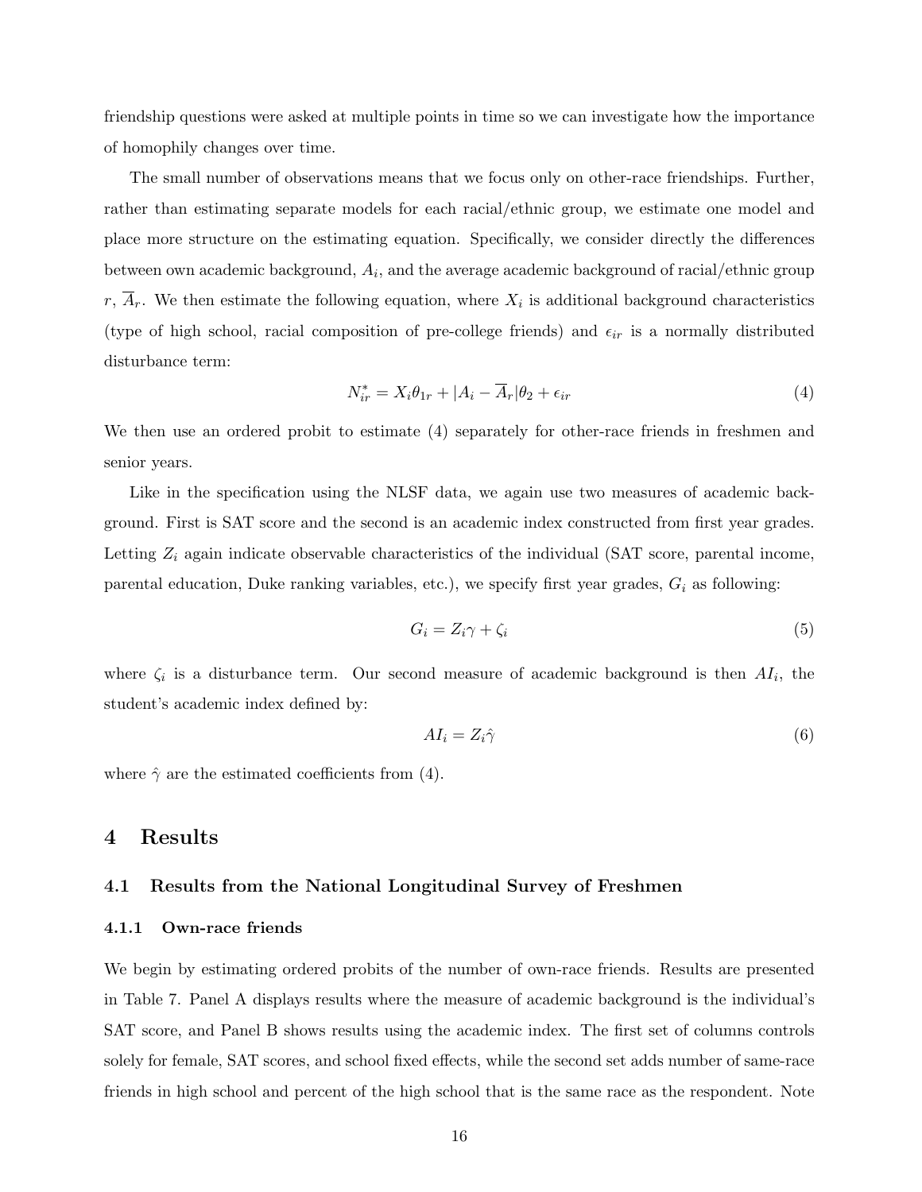friendship questions were asked at multiple points in time so we can investigate how the importance of homophily changes over time.

The small number of observations means that we focus only on other-race friendships. Further, rather than estimating separate models for each racial/ethnic group, we estimate one model and place more structure on the estimating equation. Specifically, we consider directly the differences between own academic background, $A_i$, and the average academic background of racial/ethnic group $r$, $\overline{A}_r$. We then estimate the following equation, where $X_i$ is additional background characteristics (type of high school, racial composition of pre-college friends) and $\epsilon_{ir}$ is a normally distributed disturbance term:

$$N^*_{ir} = X_i\theta_{1r} + |A_i - \overline{A}_r|\theta_2 + \epsilon_{ir} \tag{4}$$

We then use an ordered probit to estimate (4) separately for other-race friends in freshmen and senior years.

Like in the specification using the NLSF data, we again use two measures of academic background. First is SAT score and the second is an academic index constructed from first year grades. Letting $Z_i$ again indicate observable characteristics of the individual (SAT score, parental income, parental education, Duke ranking variables, etc.), we specify first year grades, $G_i$ as following:

$$G_i = Z_i\gamma + \zeta_i \tag{5}$$

where $\zeta_i$ is a disturbance term. Our second measure of academic background is then $AI_i$, the student's academic index defined by:

$$AI_i = Z_i\hat{\gamma} \tag{6}$$

where $\hat{\gamma}$ are the estimated coefficients from (4).

# 4 Results

## 4.1 Results from the National Longitudinal Survey of Freshmen

### 4.1.1 Own-race friends

We begin by estimating ordered probits of the number of own-race friends. Results are presented in Table 7. Panel A displays results where the measure of academic background is the individual's SAT score, and Panel B shows results using the academic index. The first set of columns controls solely for female, SAT scores, and school fixed effects, while the second set adds number of same-race friends in high school and percent of the high school that is the same race as the respondent. Note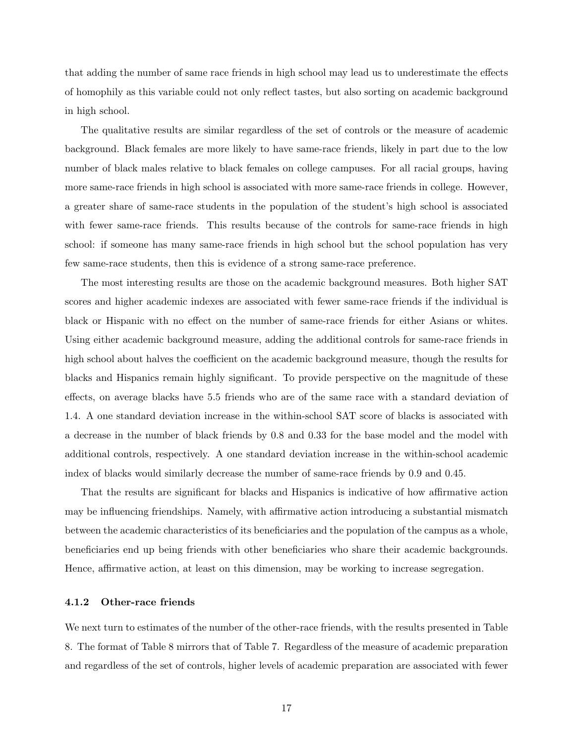that adding the number of same race friends in high school may lead us to underestimate the effects of homophily as this variable could not only reflect tastes, but also sorting on academic background in high school.

The qualitative results are similar regardless of the set of controls or the measure of academic background. Black females are more likely to have same-race friends, likely in part due to the low number of black males relative to black females on college campuses. For all racial groups, having more same-race friends in high school is associated with more same-race friends in college. However, a greater share of same-race students in the population of the student's high school is associated with fewer same-race friends. This results because of the controls for same-race friends in high school: if someone has many same-race friends in high school but the school population has very few same-race students, then this is evidence of a strong same-race preference.

The most interesting results are those on the academic background measures. Both higher SAT scores and higher academic indexes are associated with fewer same-race friends if the individual is black or Hispanic with no effect on the number of same-race friends for either Asians or whites. Using either academic background measure, adding the additional controls for same-race friends in high school about halves the coefficient on the academic background measure, though the results for blacks and Hispanics remain highly significant. To provide perspective on the magnitude of these effects, on average blacks have 5.5 friends who are of the same race with a standard deviation of 1.4. A one standard deviation increase in the within-school SAT score of blacks is associated with a decrease in the number of black friends by 0.8 and 0.33 for the base model and the model with additional controls, respectively. A one standard deviation increase in the within-school academic index of blacks would similarly decrease the number of same-race friends by 0.9 and 0.45.

That the results are significant for blacks and Hispanics is indicative of how affirmative action may be influencing friendships. Namely, with affirmative action introducing a substantial mismatch between the academic characteristics of its beneficiaries and the population of the campus as a whole, beneficiaries end up being friends with other beneficiaries who share their academic backgrounds. Hence, affirmative action, at least on this dimension, may be working to increase segregation.

#### 4.1.2 Other-race friends

We next turn to estimates of the number of the other-race friends, with the results presented in Table 8. The format of Table 8 mirrors that of Table 7. Regardless of the measure of academic preparation and regardless of the set of controls, higher levels of academic preparation are associated with fewer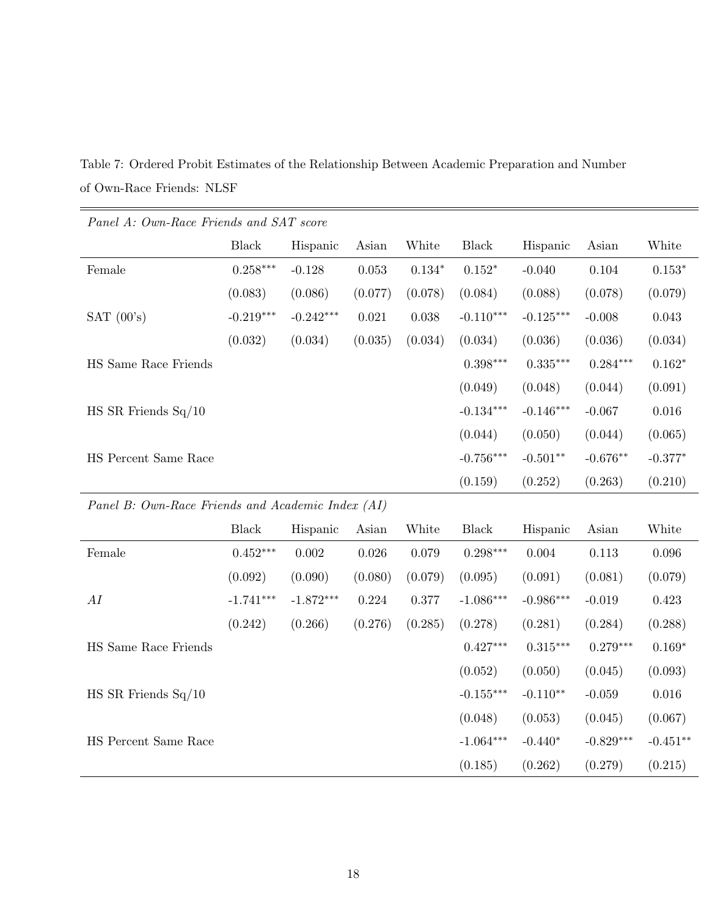Table 7: Ordered Probit Estimates of the Relationship Between Academic Preparation and Number of Own-Race Friends: NLSF

| *Panel A: Own-Race Friends and SAT score* | | | | | | | | |
|---|---|---|---|---|---|---|---|---|
| | Black | Hispanic | Asian | White | Black | Hispanic | Asian | White |
| Female | 0.258*** | -0.128 | 0.053 | 0.134* | 0.152* | -0.040 | 0.104 | 0.153* |
| | (0.083) | (0.086) | (0.077) | (0.078) | (0.084) | (0.088) | (0.078) | (0.079) |
| SAT (00's) | -0.219*** | -0.242*** | 0.021 | 0.038 | -0.110*** | -0.125*** | -0.008 | 0.043 |
| | (0.032) | (0.034) | (0.035) | (0.034) | (0.034) | (0.036) | (0.036) | (0.034) |
| HS Same Race Friends | | | | | 0.398*** | 0.335*** | 0.284*** | 0.162* |
| | | | | | (0.049) | (0.048) | (0.044) | (0.091) |
| HS SR Friends Sq/10 | | | | | -0.134*** | -0.146*** | -0.067 | 0.016 |
| | | | | | (0.044) | (0.050) | (0.044) | (0.065) |
| HS Percent Same Race | | | | | -0.756*** | -0.501** | -0.676** | -0.377* |
| | | | | | (0.159) | (0.252) | (0.263) | (0.210) |
| *Panel B: Own-Race Friends and Academic Index (AI)* | | | | | | | | |
| | Black | Hispanic | Asian | White | Black | Hispanic | Asian | White |
| Female | 0.452*** | 0.002 | 0.026 | 0.079 | 0.298*** | 0.004 | 0.113 | 0.096 |
| | (0.092) | (0.090) | (0.080) | (0.079) | (0.095) | (0.091) | (0.081) | (0.079) |
| $AI$ | -1.741*** | -1.872*** | 0.224 | 0.377 | -1.086*** | -0.986*** | -0.019 | 0.423 |
| | (0.242) | (0.266) | (0.276) | (0.285) | (0.278) | (0.281) | (0.284) | (0.288) |
| HS Same Race Friends | | | | | 0.427*** | 0.315*** | 0.279*** | 0.169* |
| | | | | | (0.052) | (0.050) | (0.045) | (0.093) |
| HS SR Friends Sq/10 | | | | | -0.155*** | -0.110** | -0.059 | 0.016 |
| | | | | | (0.048) | (0.053) | (0.045) | (0.067) |
| HS Percent Same Race | | | | | -1.064*** | -0.440* | -0.829*** | -0.451** |
| | | | | | (0.185) | (0.262) | (0.279) | (0.215) |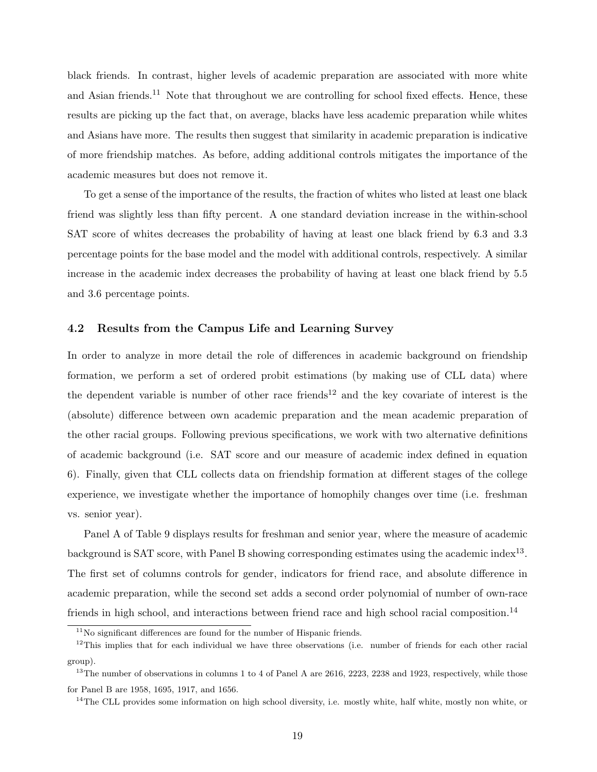black friends. In contrast, higher levels of academic preparation are associated with more white and Asian friends.[11] Note that throughout we are controlling for school fixed effects. Hence, these results are picking up the fact that, on average, blacks have less academic preparation while whites and Asians have more. The results then suggest that similarity in academic preparation is indicative of more friendship matches. As before, adding additional controls mitigates the importance of the academic measures but does not remove it.

To get a sense of the importance of the results, the fraction of whites who listed at least one black friend was slightly less than fifty percent. A one standard deviation increase in the within-school SAT score of whites decreases the probability of having at least one black friend by 6.3 and 3.3 percentage points for the base model and the model with additional controls, respectively. A similar increase in the academic index decreases the probability of having at least one black friend by 5.5 and 3.6 percentage points.

### 4.2 Results from the Campus Life and Learning Survey

In order to analyze in more detail the role of differences in academic background on friendship formation, we perform a set of ordered probit estimations (by making use of CLL data) where the dependent variable is number of other race friends[12] and the key covariate of interest is the (absolute) difference between own academic preparation and the mean academic preparation of the other racial groups. Following previous specifications, we work with two alternative definitions of academic background (i.e. SAT score and our measure of academic index defined in equation 6). Finally, given that CLL collects data on friendship formation at different stages of the college experience, we investigate whether the importance of homophily changes over time (i.e. freshman vs. senior year).

Panel A of Table 9 displays results for freshman and senior year, where the measure of academic background is SAT score, with Panel B showing corresponding estimates using the academic index[13]. The first set of columns controls for gender, indicators for friend race, and absolute difference in academic preparation, while the second set adds a second order polynomial of number of own-race friends in high school, and interactions between friend race and high school racial composition.[14]

[11] No significant differences are found for the number of Hispanic friends.

[12] This implies that for each individual we have three observations (i.e. number of friends for each other racial group).

[13] The number of observations in columns 1 to 4 of Panel A are 2616, 2223, 2238 and 1923, respectively, while those for Panel B are 1958, 1695, 1917, and 1656.

[14] The CLL provides some information on high school diversity, i.e. mostly white, half white, mostly non white, or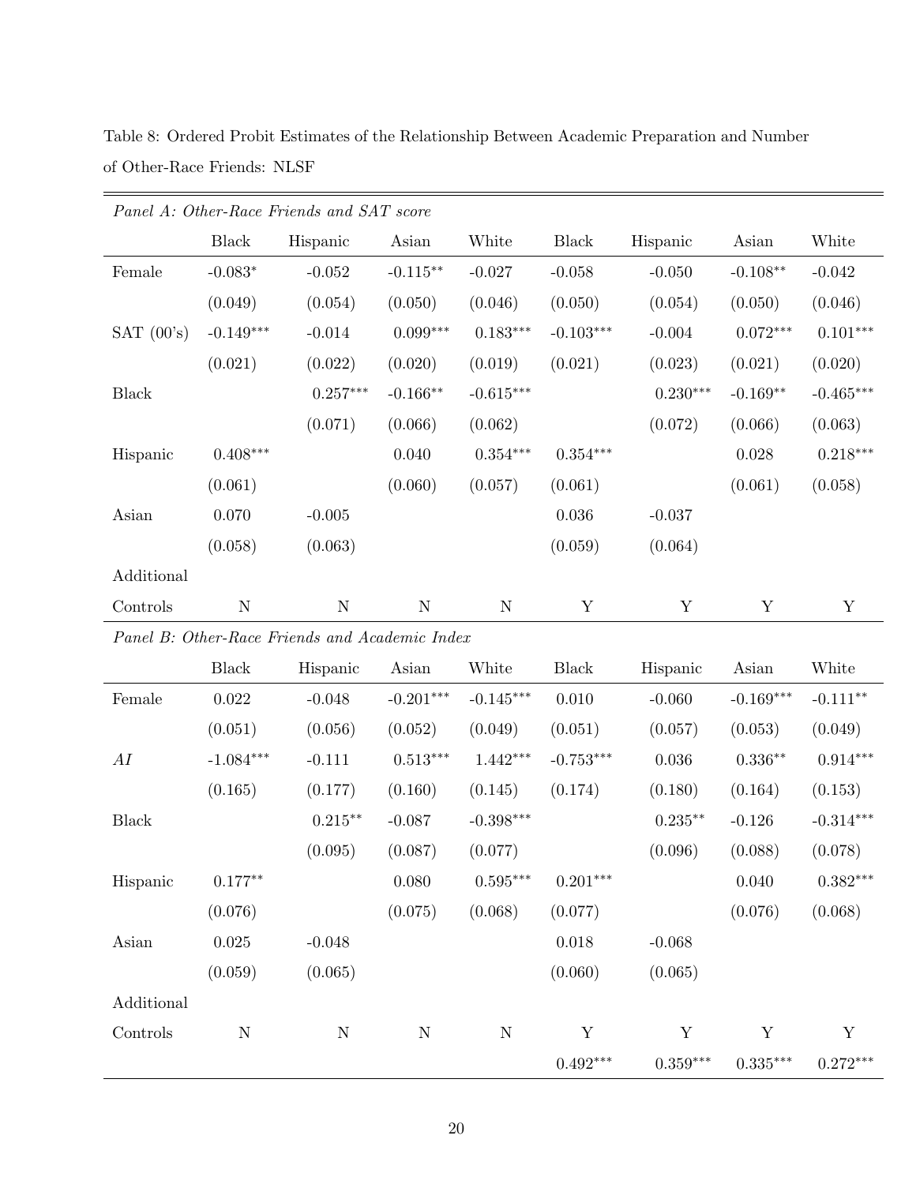Table 8: Ordered Probit Estimates of the Relationship Between Academic Preparation and Number of Other-Race Friends: NLSF

| *Panel A: Other-Race Friends and SAT score* | | | | | | | | |
|---|---|---|---|---|---|---|---|---|
| | Black | Hispanic | Asian | White | Black | Hispanic | Asian | White |
| Female | -0.083* | -0.052 | -0.115** | -0.027 | -0.058 | -0.050 | -0.108** | -0.042 |
| | (0.049) | (0.054) | (0.050) | (0.046) | (0.050) | (0.054) | (0.050) | (0.046) |
| SAT (00's) | -0.149*** | -0.014 | 0.099*** | 0.183*** | -0.103*** | -0.004 | 0.072*** | 0.101*** |
| | (0.021) | (0.022) | (0.020) | (0.019) | (0.021) | (0.023) | (0.021) | (0.020) |
| Black | | 0.257*** | -0.166** | -0.615*** | | 0.230*** | -0.169** | -0.465*** |
| | | (0.071) | (0.066) | (0.062) | | (0.072) | (0.066) | (0.063) |
| Hispanic | 0.408*** | | 0.040 | 0.354*** | 0.354*** | | 0.028 | 0.218*** |
| | (0.061) | | (0.060) | (0.057) | (0.061) | | (0.061) | (0.058) |
| Asian | 0.070 | -0.005 | | | 0.036 | -0.037 | | |
| | (0.058) | (0.063) | | | (0.059) | (0.064) | | |
| Additional Controls | N | N | N | N | Y | Y | Y | Y |
| *Panel B: Other-Race Friends and Academic Index* | | | | | | | | |
| | Black | Hispanic | Asian | White | Black | Hispanic | Asian | White |
| Female | 0.022 | -0.048 | -0.201*** | -0.145*** | 0.010 | -0.060 | -0.169*** | -0.111** |
| | (0.051) | (0.056) | (0.052) | (0.049) | (0.051) | (0.057) | (0.053) | (0.049) |
| *AI* | -1.084*** | -0.111 | 0.513*** | 1.442*** | -0.753*** | 0.036 | 0.336** | 0.914*** |
| | (0.165) | (0.177) | (0.160) | (0.145) | (0.174) | (0.180) | (0.164) | (0.153) |
| Black | | 0.215** | -0.087 | -0.398*** | | 0.235** | -0.126 | -0.314*** |
| | | (0.095) | (0.087) | (0.077) | | (0.096) | (0.088) | (0.078) |
| Hispanic | 0.177** | | 0.080 | 0.595*** | 0.201*** | | 0.040 | 0.382*** |
| | (0.076) | | (0.075) | (0.068) | (0.077) | | (0.076) | (0.068) |
| Asian | 0.025 | -0.048 | | | 0.018 | -0.068 | | |
| | (0.059) | (0.065) | | | (0.060) | (0.065) | | |
| Additional Controls | N | N | N | N | Y | Y | Y | Y |
| | | | | | 0.492*** | 0.359*** | 0.335*** | 0.272*** |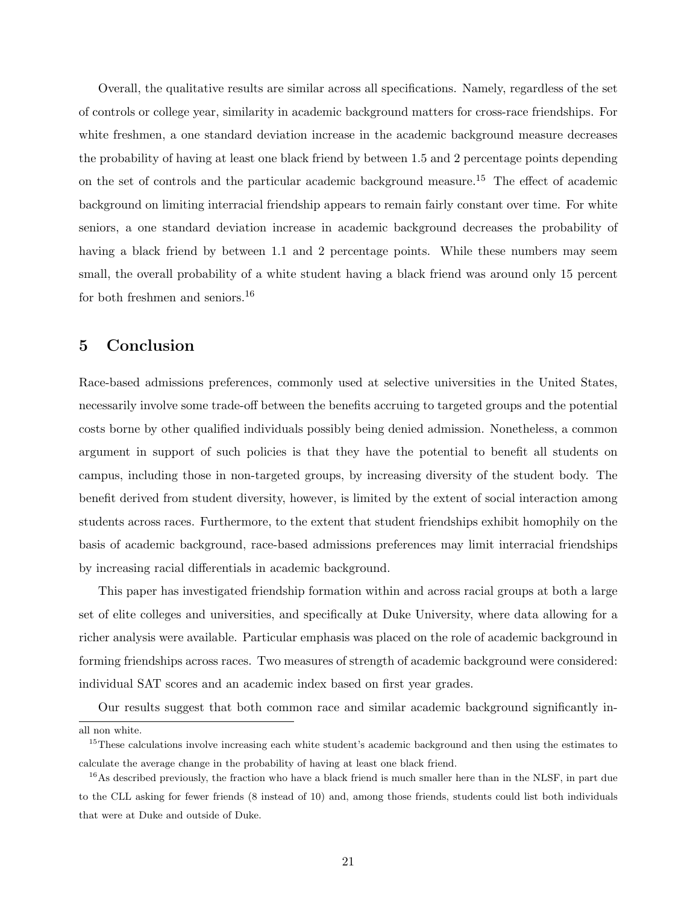Overall, the qualitative results are similar across all specifications. Namely, regardless of the set of controls or college year, similarity in academic background matters for cross-race friendships. For white freshmen, a one standard deviation increase in the academic background measure decreases the probability of having at least one black friend by between 1.5 and 2 percentage points depending on the set of controls and the particular academic background measure.[15] The effect of academic background on limiting interracial friendship appears to remain fairly constant over time. For white seniors, a one standard deviation increase in academic background decreases the probability of having a black friend by between 1.1 and 2 percentage points. While these numbers may seem small, the overall probability of a white student having a black friend was around only 15 percent for both freshmen and seniors.[16]

## 5 Conclusion

Race-based admissions preferences, commonly used at selective universities in the United States, necessarily involve some trade-off between the benefits accruing to targeted groups and the potential costs borne by other qualified individuals possibly being denied admission. Nonetheless, a common argument in support of such policies is that they have the potential to benefit all students on campus, including those in non-targeted groups, by increasing diversity of the student body. The benefit derived from student diversity, however, is limited by the extent of social interaction among students across races. Furthermore, to the extent that student friendships exhibit homophily on the basis of academic background, race-based admissions preferences may limit interracial friendships by increasing racial differentials in academic background.

This paper has investigated friendship formation within and across racial groups at both a large set of elite colleges and universities, and specifically at Duke University, where data allowing for a richer analysis were available. Particular emphasis was placed on the role of academic background in forming friendships across races. Two measures of strength of academic background were considered: individual SAT scores and an academic index based on first year grades.

Our results suggest that both common race and similar academic background significantly in-

---

all non white.

[15] These calculations involve increasing each white student's academic background and then using the estimates to calculate the average change in the probability of having at least one black friend.

[16] As described previously, the fraction who have a black friend is much smaller here than in the NLSF, in part due to the CLL asking for fewer friends (8 instead of 10) and, among those friends, students could list both individuals that were at Duke and outside of Duke.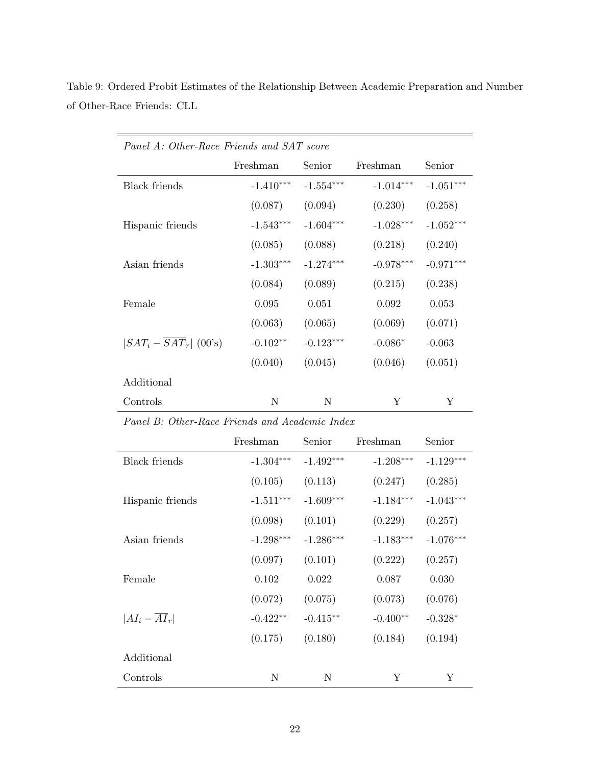Table 9: Ordered Probit Estimates of the Relationship Between Academic Preparation and Number of Other-Race Friends: CLL

| *Panel A: Other-Race Friends and SAT score* | | | | |
|---|---|---|---|---|
| | Freshman | Senior | Freshman | Senior |
| Black friends | -1.410*** | -1.554*** | -1.014*** | -1.051*** |
| | (0.087) | (0.094) | (0.230) | (0.258) |
| Hispanic friends | -1.543*** | -1.604*** | -1.028*** | -1.052*** |
| | (0.085) | (0.088) | (0.218) | (0.240) |
| Asian friends | -1.303*** | -1.274*** | -0.978*** | -0.971*** |
| | (0.084) | (0.089) | (0.215) | (0.238) |
| Female | 0.095 | 0.051 | 0.092 | 0.053 |
| | (0.063) | (0.065) | (0.069) | (0.071) |
| $\lvert SAT_i - \overline{SAT}_r \rvert$ (00's) | -0.102** | -0.123*** | -0.086* | -0.063 |
| | (0.040) | (0.045) | (0.046) | (0.051) |
| Additional Controls | N | N | Y | Y |
| *Panel B: Other-Race Friends and Academic Index* | | | | |
| | Freshman | Senior | Freshman | Senior |
| Black friends | -1.304*** | -1.492*** | -1.208*** | -1.129*** |
| | (0.105) | (0.113) | (0.247) | (0.285) |
| Hispanic friends | -1.511*** | -1.609*** | -1.184*** | -1.043*** |
| | (0.098) | (0.101) | (0.229) | (0.257) |
| Asian friends | -1.298*** | -1.286*** | -1.183*** | -1.076*** |
| | (0.097) | (0.101) | (0.222) | (0.257) |
| Female | 0.102 | 0.022 | 0.087 | 0.030 |
| | (0.072) | (0.075) | (0.073) | (0.076) |
| $\lvert AI_i - \overline{AI}_r \rvert$ | -0.422** | -0.415** | -0.400** | -0.328* |
| | (0.175) | (0.180) | (0.184) | (0.194) |
| Additional Controls | N | N | Y | Y |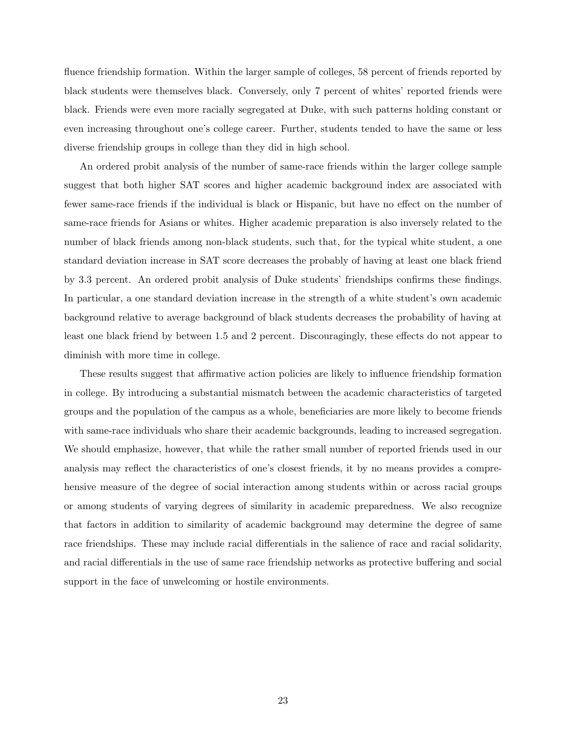fluence friendship formation. Within the larger sample of colleges, 58 percent of friends reported by black students were themselves black. Conversely, only 7 percent of whites' reported friends were black. Friends were even more racially segregated at Duke, with such patterns holding constant or even increasing throughout one's college career. Further, students tended to have the same or less diverse friendship groups in college than they did in high school.

An ordered probit analysis of the number of same-race friends within the larger college sample suggest that both higher SAT scores and higher academic background index are associated with fewer same-race friends if the individual is black or Hispanic, but have no effect on the number of same-race friends for Asians or whites. Higher academic preparation is also inversely related to the number of black friends among non-black students, such that, for the typical white student, a one standard deviation increase in SAT score decreases the probably of having at least one black friend by 3.3 percent. An ordered probit analysis of Duke students' friendships confirms these findings. In particular, a one standard deviation increase in the strength of a white student's own academic background relative to average background of black students decreases the probability of having at least one black friend by between 1.5 and 2 percent. Discouragingly, these effects do not appear to diminish with more time in college.

These results suggest that affirmative action policies are likely to influence friendship formation in college. By introducing a substantial mismatch between the academic characteristics of targeted groups and the population of the campus as a whole, beneficiaries are more likely to become friends with same-race individuals who share their academic backgrounds, leading to increased segregation. We should emphasize, however, that while the rather small number of reported friends used in our analysis may reflect the characteristics of one's closest friends, it by no means provides a comprehensive measure of the degree of social interaction among students within or across racial groups or among students of varying degrees of similarity in academic preparedness. We also recognize that factors in addition to similarity of academic background may determine the degree of same race friendships. These may include racial differentials in the salience of race and racial solidarity, and racial differentials in the use of same race friendship networks as protective buffering and social support in the face of unwelcoming or hostile environments.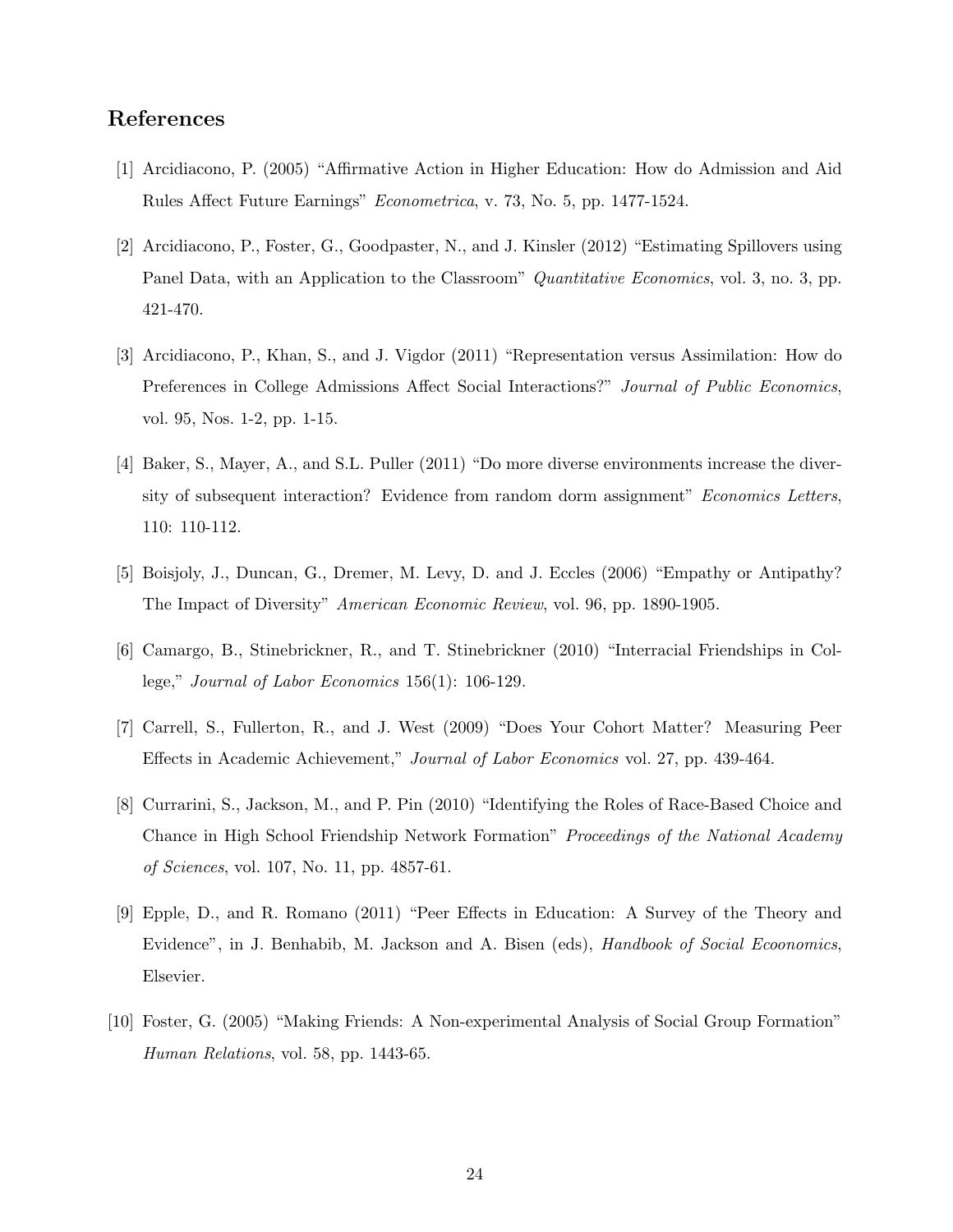## References

[1] Arcidiacono, P. (2005) "Affirmative Action in Higher Education: How do Admission and Aid Rules Affect Future Earnings" *Econometrica*, v. 73, No. 5, pp. 1477-1524.

[2] Arcidiacono, P., Foster, G., Goodpaster, N., and J. Kinsler (2012) "Estimating Spillovers using Panel Data, with an Application to the Classroom" *Quantitative Economics*, vol. 3, no. 3, pp. 421-470.

[3] Arcidiacono, P., Khan, S., and J. Vigdor (2011) "Representation versus Assimilation: How do Preferences in College Admissions Affect Social Interactions?" *Journal of Public Economics*, vol. 95, Nos. 1-2, pp. 1-15.

[4] Baker, S., Mayer, A., and S.L. Puller (2011) "Do more diverse environments increase the diversity of subsequent interaction? Evidence from random dorm assignment" *Economics Letters*, 110: 110-112.

[5] Boisjoly, J., Duncan, G., Dremer, M. Levy, D. and J. Eccles (2006) "Empathy or Antipathy? The Impact of Diversity" *American Economic Review*, vol. 96, pp. 1890-1905.

[6] Camargo, B., Stinebrickner, R., and T. Stinebrickner (2010) "Interracial Friendships in College," *Journal of Labor Economics* 156(1): 106-129.

[7] Carrell, S., Fullerton, R., and J. West (2009) "Does Your Cohort Matter? Measuring Peer Effects in Academic Achievement," *Journal of Labor Economics* vol. 27, pp. 439-464.

[8] Currarini, S., Jackson, M., and P. Pin (2010) "Identifying the Roles of Race-Based Choice and Chance in High School Friendship Network Formation" *Proceedings of the National Academy of Sciences*, vol. 107, No. 11, pp. 4857-61.

[9] Epple, D., and R. Romano (2011) "Peer Effects in Education: A Survey of the Theory and Evidence", in J. Benhabib, M. Jackson and A. Bisen (eds), *Handbook of Social Ecoonomics*, Elsevier.

[10] Foster, G. (2005) "Making Friends: A Non-experimental Analysis of Social Group Formation" *Human Relations*, vol. 58, pp. 1443-65.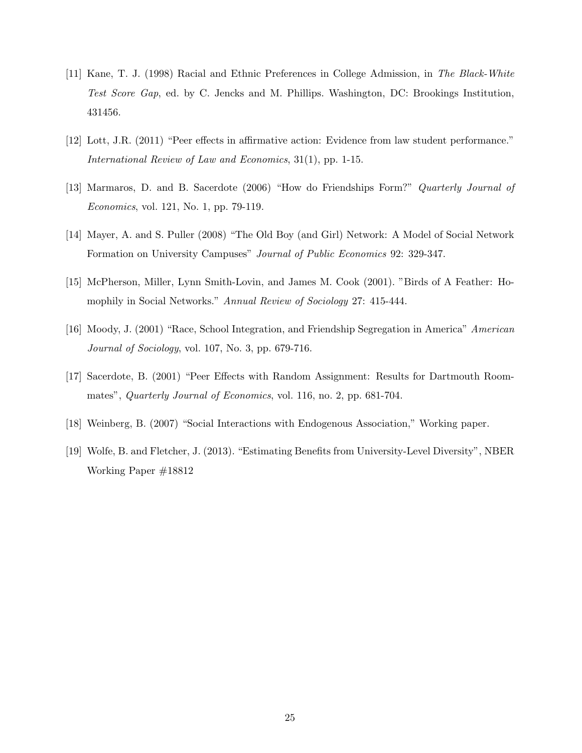[11] Kane, T. J. (1998) Racial and Ethnic Preferences in College Admission, in *The Black-White Test Score Gap*, ed. by C. Jencks and M. Phillips. Washington, DC: Brookings Institution, 431456.

[12] Lott, J.R. (2011) "Peer effects in affirmative action: Evidence from law student performance." *International Review of Law and Economics*, 31(1), pp. 1-15.

[13] Marmaros, D. and B. Sacerdote (2006) "How do Friendships Form?" *Quarterly Journal of Economics*, vol. 121, No. 1, pp. 79-119.

[14] Mayer, A. and S. Puller (2008) "The Old Boy (and Girl) Network: A Model of Social Network Formation on University Campuses" *Journal of Public Economics* 92: 329-347.

[15] McPherson, Miller, Lynn Smith-Lovin, and James M. Cook (2001). "Birds of A Feather: Homophily in Social Networks." *Annual Review of Sociology* 27: 415-444.

[16] Moody, J. (2001) "Race, School Integration, and Friendship Segregation in America" *American Journal of Sociology*, vol. 107, No. 3, pp. 679-716.

[17] Sacerdote, B. (2001) "Peer Effects with Random Assignment: Results for Dartmouth Roommates", *Quarterly Journal of Economics*, vol. 116, no. 2, pp. 681-704.

[18] Weinberg, B. (2007) "Social Interactions with Endogenous Association," Working paper.

[19] Wolfe, B. and Fletcher, J. (2013). "Estimating Benefits from University-Level Diversity", NBER Working Paper #18812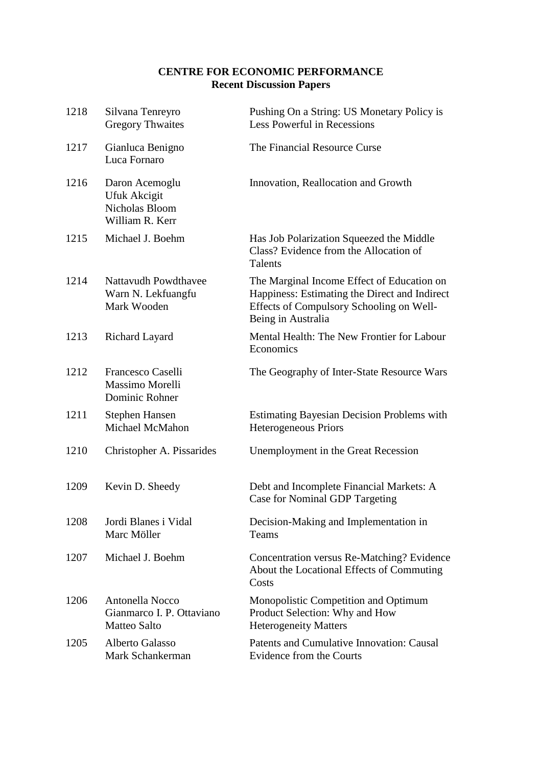**CENTRE FOR ECONOMIC PERFORMANCE**
**Recent Discussion Papers**

| | | |
|---|---|---|
| 1218 | Silvana Tenreyro<br>Gregory Thwaites | Pushing On a String: US Monetary Policy is Less Powerful in Recessions |
| 1217 | Gianluca Benigno<br>Luca Fornaro | The Financial Resource Curse |
| 1216 | Daron Acemoglu<br>Ufuk Akcigit<br>Nicholas Bloom<br>William R. Kerr | Innovation, Reallocation and Growth |
| 1215 | Michael J. Boehm | Has Job Polarization Squeezed the Middle Class? Evidence from the Allocation of Talents |
| 1214 | Nattavudh Powdthavee<br>Warn N. Lekfuangfu<br>Mark Wooden | The Marginal Income Effect of Education on Happiness: Estimating the Direct and Indirect Effects of Compulsory Schooling on Well-Being in Australia |
| 1213 | Richard Layard | Mental Health: The New Frontier for Labour Economics |
| 1212 | Francesco Caselli<br>Massimo Morelli<br>Dominic Rohner | The Geography of Inter-State Resource Wars |
| 1211 | Stephen Hansen<br>Michael McMahon | Estimating Bayesian Decision Problems with Heterogeneous Priors |
| 1210 | Christopher A. Pissarides | Unemployment in the Great Recession |
| 1209 | Kevin D. Sheedy | Debt and Incomplete Financial Markets: A Case for Nominal GDP Targeting |
| 1208 | Jordi Blanes i Vidal<br>Marc Möller | Decision-Making and Implementation in Teams |
| 1207 | Michael J. Boehm | Concentration versus Re-Matching? Evidence About the Locational Effects of Commuting Costs |
| 1206 | Antonella Nocco<br>Gianmarco I. P. Ottaviano<br>Matteo Salto | Monopolistic Competition and Optimum Product Selection: Why and How Heterogeneity Matters |
| 1205 | Alberto Galasso<br>Mark Schankerman | Patents and Cumulative Innovation: Causal Evidence from the Courts |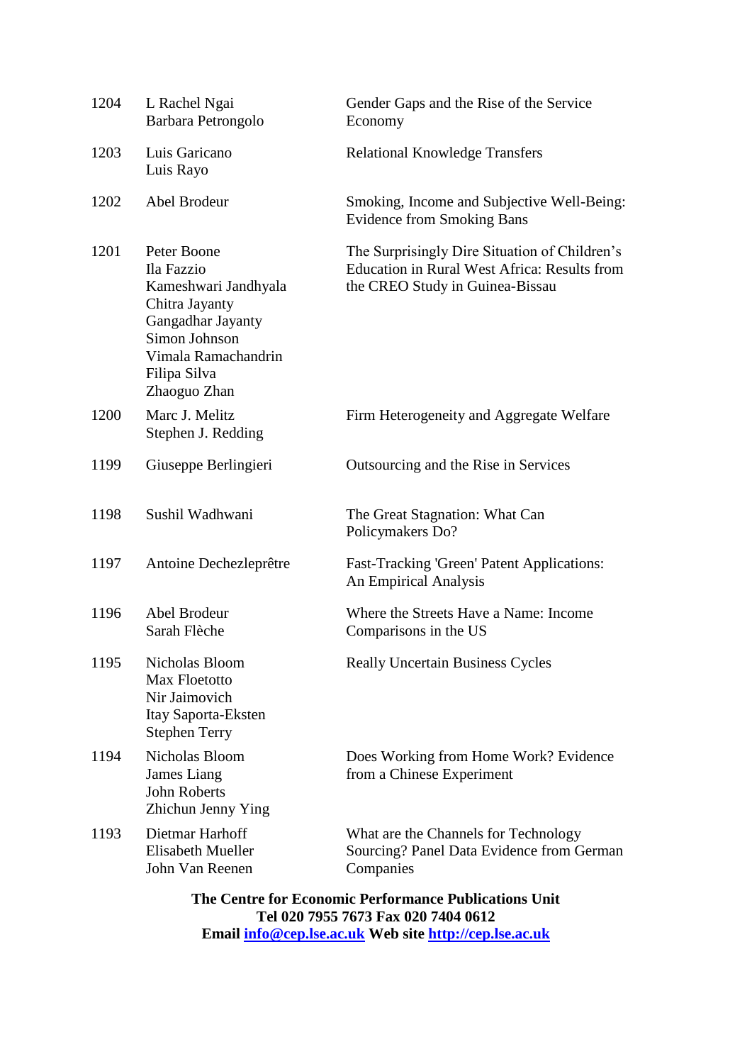| | | |
|---|---|---|
| 1204 | L Rachel Ngai<br>Barbara Petrongolo | Gender Gaps and the Rise of the Service Economy |
| 1203 | Luis Garicano<br>Luis Rayo | Relational Knowledge Transfers |
| 1202 | Abel Brodeur | Smoking, Income and Subjective Well-Being: Evidence from Smoking Bans |
| 1201 | Peter Boone<br>Ila Fazzio<br>Kameshwari Jandhyala<br>Chitra Jayanty<br>Gangadhar Jayanty<br>Simon Johnson<br>Vimala Ramachandrin<br>Filipa Silva<br>Zhaoguo Zhan | The Surprisingly Dire Situation of Children's Education in Rural West Africa: Results from the CREO Study in Guinea-Bissau |
| 1200 | Marc J. Melitz<br>Stephen J. Redding | Firm Heterogeneity and Aggregate Welfare |
| 1199 | Giuseppe Berlingieri | Outsourcing and the Rise in Services |
| 1198 | Sushil Wadhwani | The Great Stagnation: What Can Policymakers Do? |
| 1197 | Antoine Dechezleprêtre | Fast-Tracking 'Green' Patent Applications: An Empirical Analysis |
| 1196 | Abel Brodeur<br>Sarah Flèche | Where the Streets Have a Name: Income Comparisons in the US |
| 1195 | Nicholas Bloom<br>Max Floetotto<br>Nir Jaimovich<br>Itay Saporta-Eksten<br>Stephen Terry | Really Uncertain Business Cycles |
| 1194 | Nicholas Bloom<br>James Liang<br>John Roberts<br>Zhichun Jenny Ying | Does Working from Home Work? Evidence from a Chinese Experiment |
| 1193 | Dietmar Harhoff<br>Elisabeth Mueller<br>John Van Reenen | What are the Channels for Technology Sourcing? Panel Data Evidence from German Companies |

**The Centre for Economic Performance Publications Unit**
**Tel 020 7955 7673 Fax 020 7404 0612**
**Email info@cep.lse.ac.uk Web site http://cep.lse.ac.uk**